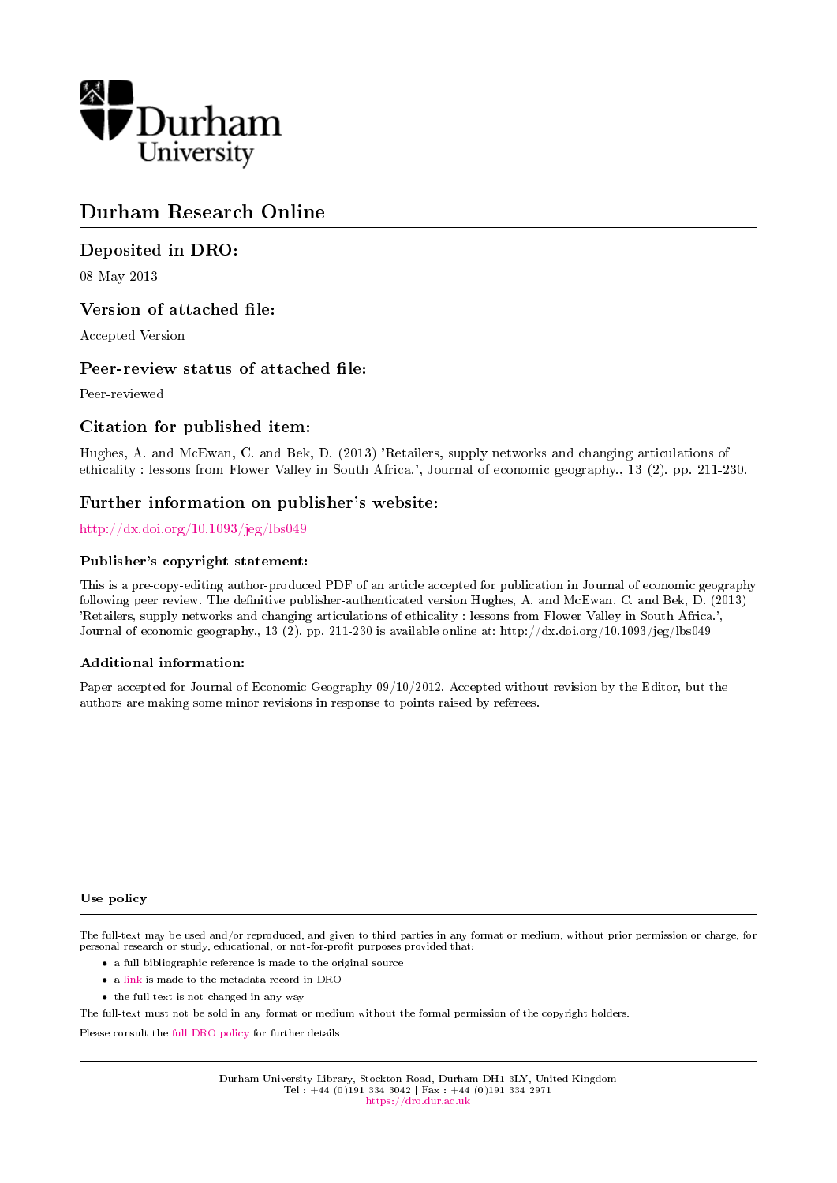Durham University

# Durham Research Online

## Deposited in DRO:

08 May 2013

## Version of attached file:

Accepted Version

## Peer-review status of attached file:

Peer-reviewed

## Citation for published item:

Hughes, A. and McEwan, C. and Bek, D. (2013) 'Retailers, supply networks and changing articulations of ethicality : lessons from Flower Valley in South Africa.', Journal of economic geography., 13 (2). pp. 211-230.

## Further information on publisher's website:

http://dx.doi.org/10.1093/jeg/lbs049

### Publisher's copyright statement:

This is a pre-copy-editing author-produced PDF of an article accepted for publication in Journal of economic geography following peer review. The definitive publisher-authenticated version Hughes, A. and McEwan, C. and Bek, D. (2013) 'Retailers, supply networks and changing articulations of ethicality : lessons from Flower Valley in South Africa.', Journal of economic geography., 13 (2). pp. 211-230 is available online at: http://dx.doi.org/10.1093/jeg/lbs049

### Additional information:

Paper accepted for Journal of Economic Geography 09/10/2012. Accepted without revision by the Editor, but the authors are making some minor revisions in response to points raised by referees.

### Use policy

The full-text may be used and/or reproduced, and given to third parties in any format or medium, without prior permission or charge, for personal research or study, educational, or not-for-profit purposes provided that:

- a full bibliographic reference is made to the original source
- a link is made to the metadata record in DRO
- the full-text is not changed in any way

The full-text must not be sold in any format or medium without the formal permission of the copyright holders.

Please consult the full DRO policy for further details.

Durham University Library, Stockton Road, Durham DH1 3LY, United Kingdom
Tel : +44 (0)191 334 3042 | Fax : +44 (0)191 334 2971
https://dro.dur.ac.uk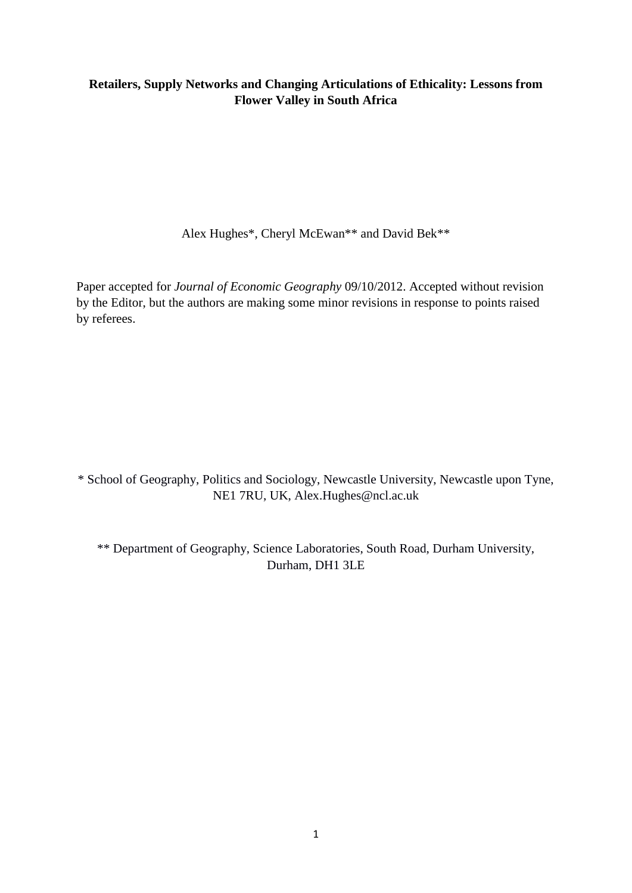**Retailers, Supply Networks and Changing Articulations of Ethicality: Lessons from Flower Valley in South Africa**

Alex Hughes*, Cheryl McEwan** and David Bek**

Paper accepted for *Journal of Economic Geography* 09/10/2012. Accepted without revision by the Editor, but the authors are making some minor revisions in response to points raised by referees.

\* School of Geography, Politics and Sociology, Newcastle University, Newcastle upon Tyne, NE1 7RU, UK, Alex.Hughes@ncl.ac.uk

\*\* Department of Geography, Science Laboratories, South Road, Durham University, Durham, DH1 3LE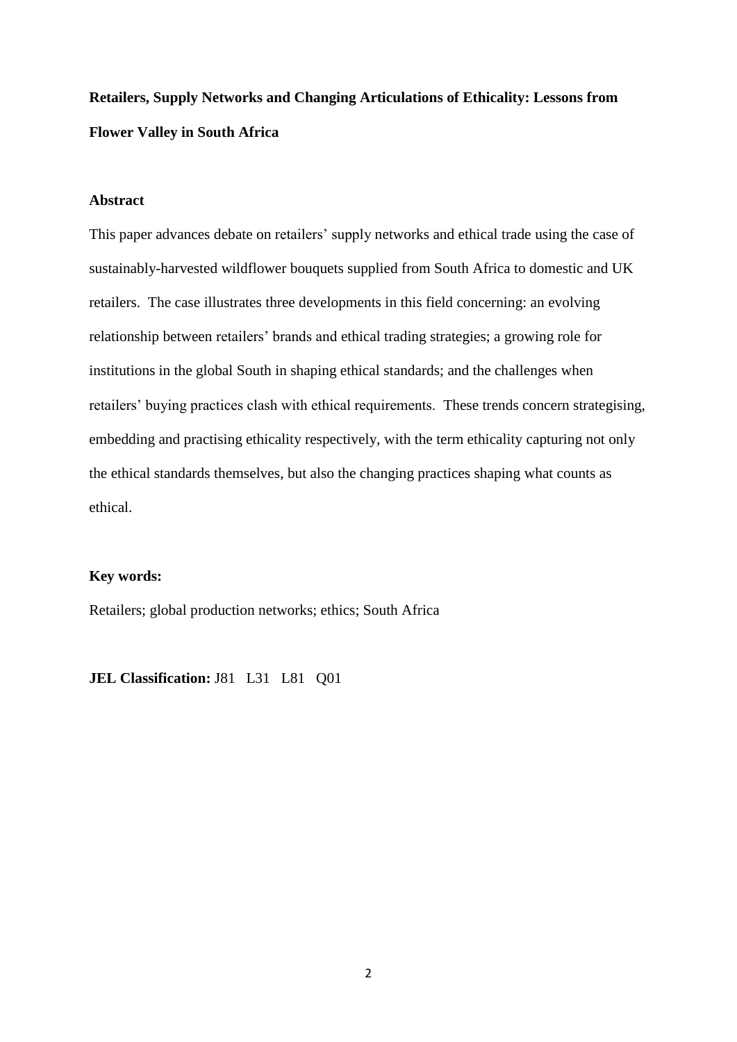**Retailers, Supply Networks and Changing Articulations of Ethicality: Lessons from Flower Valley in South Africa**

## Abstract

This paper advances debate on retailers' supply networks and ethical trade using the case of sustainably-harvested wildflower bouquets supplied from South Africa to domestic and UK retailers. The case illustrates three developments in this field concerning: an evolving relationship between retailers' brands and ethical trading strategies; a growing role for institutions in the global South in shaping ethical standards; and the challenges when retailers' buying practices clash with ethical requirements. These trends concern strategising, embedding and practising ethicality respectively, with the term ethicality capturing not only the ethical standards themselves, but also the changing practices shaping what counts as ethical.

**Key words:**

Retailers; global production networks; ethics; South Africa

**JEL Classification:** J81 L31 L81 Q01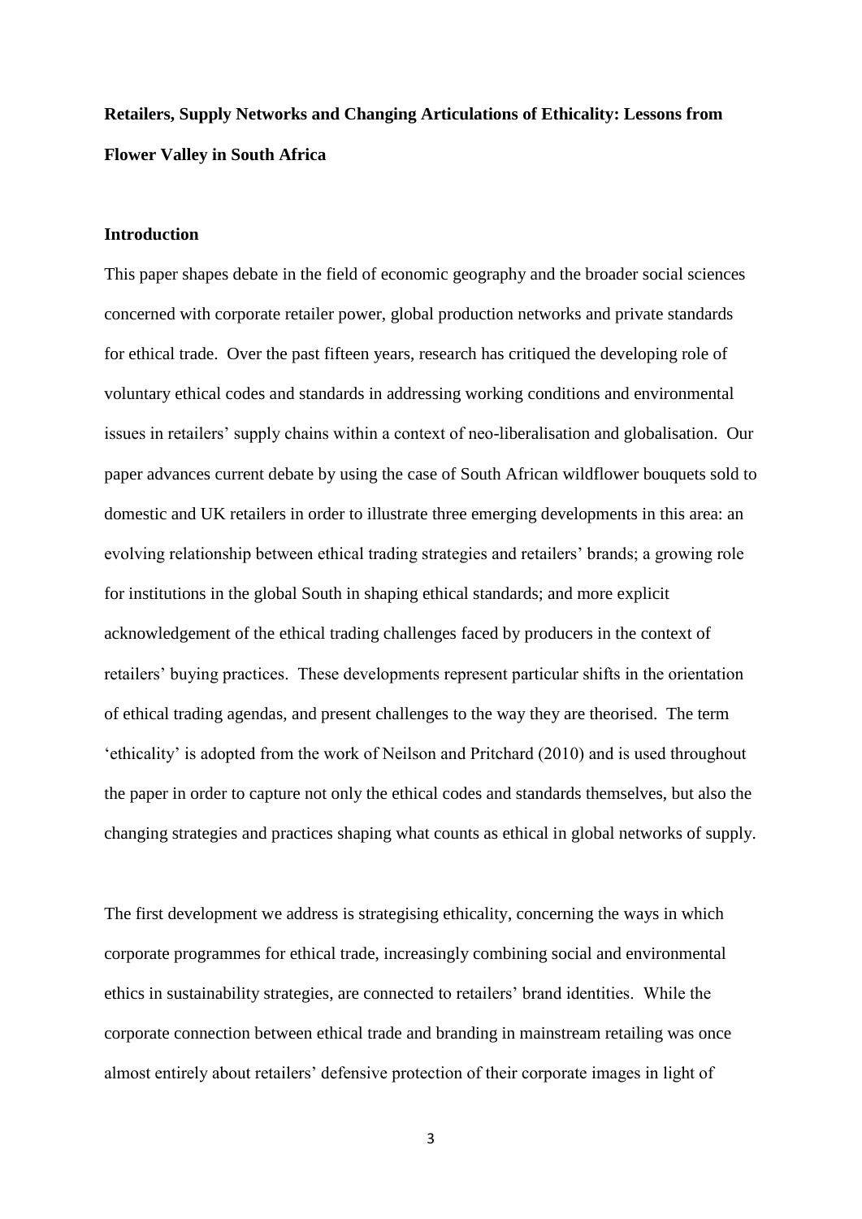**Retailers, Supply Networks and Changing Articulations of Ethicality: Lessons from Flower Valley in South Africa**

**Introduction**

This paper shapes debate in the field of economic geography and the broader social sciences concerned with corporate retailer power, global production networks and private standards for ethical trade. Over the past fifteen years, research has critiqued the developing role of voluntary ethical codes and standards in addressing working conditions and environmental issues in retailers' supply chains within a context of neo-liberalisation and globalisation. Our paper advances current debate by using the case of South African wildflower bouquets sold to domestic and UK retailers in order to illustrate three emerging developments in this area: an evolving relationship between ethical trading strategies and retailers' brands; a growing role for institutions in the global South in shaping ethical standards; and more explicit acknowledgement of the ethical trading challenges faced by producers in the context of retailers' buying practices. These developments represent particular shifts in the orientation of ethical trading agendas, and present challenges to the way they are theorised. The term 'ethicality' is adopted from the work of Neilson and Pritchard (2010) and is used throughout the paper in order to capture not only the ethical codes and standards themselves, but also the changing strategies and practices shaping what counts as ethical in global networks of supply.

The first development we address is strategising ethicality, concerning the ways in which corporate programmes for ethical trade, increasingly combining social and environmental ethics in sustainability strategies, are connected to retailers' brand identities. While the corporate connection between ethical trade and branding in mainstream retailing was once almost entirely about retailers' defensive protection of their corporate images in light of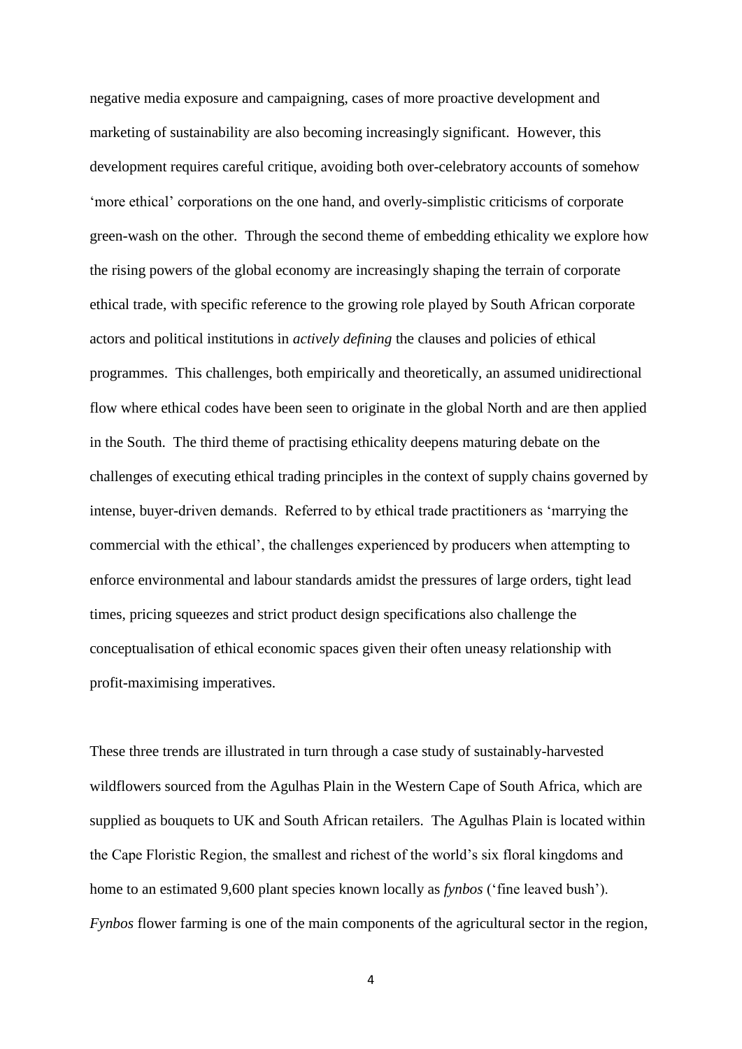negative media exposure and campaigning, cases of more proactive development and marketing of sustainability are also becoming increasingly significant. However, this development requires careful critique, avoiding both over-celebratory accounts of somehow 'more ethical' corporations on the one hand, and overly-simplistic criticisms of corporate green-wash on the other. Through the second theme of embedding ethicality we explore how the rising powers of the global economy are increasingly shaping the terrain of corporate ethical trade, with specific reference to the growing role played by South African corporate actors and political institutions in *actively defining* the clauses and policies of ethical programmes. This challenges, both empirically and theoretically, an assumed unidirectional flow where ethical codes have been seen to originate in the global North and are then applied in the South. The third theme of practising ethicality deepens maturing debate on the challenges of executing ethical trading principles in the context of supply chains governed by intense, buyer-driven demands. Referred to by ethical trade practitioners as 'marrying the commercial with the ethical', the challenges experienced by producers when attempting to enforce environmental and labour standards amidst the pressures of large orders, tight lead times, pricing squeezes and strict product design specifications also challenge the conceptualisation of ethical economic spaces given their often uneasy relationship with profit-maximising imperatives.

These three trends are illustrated in turn through a case study of sustainably-harvested wildflowers sourced from the Agulhas Plain in the Western Cape of South Africa, which are supplied as bouquets to UK and South African retailers. The Agulhas Plain is located within the Cape Floristic Region, the smallest and richest of the world's six floral kingdoms and home to an estimated 9,600 plant species known locally as *fynbos* ('fine leaved bush'). *Fynbos* flower farming is one of the main components of the agricultural sector in the region,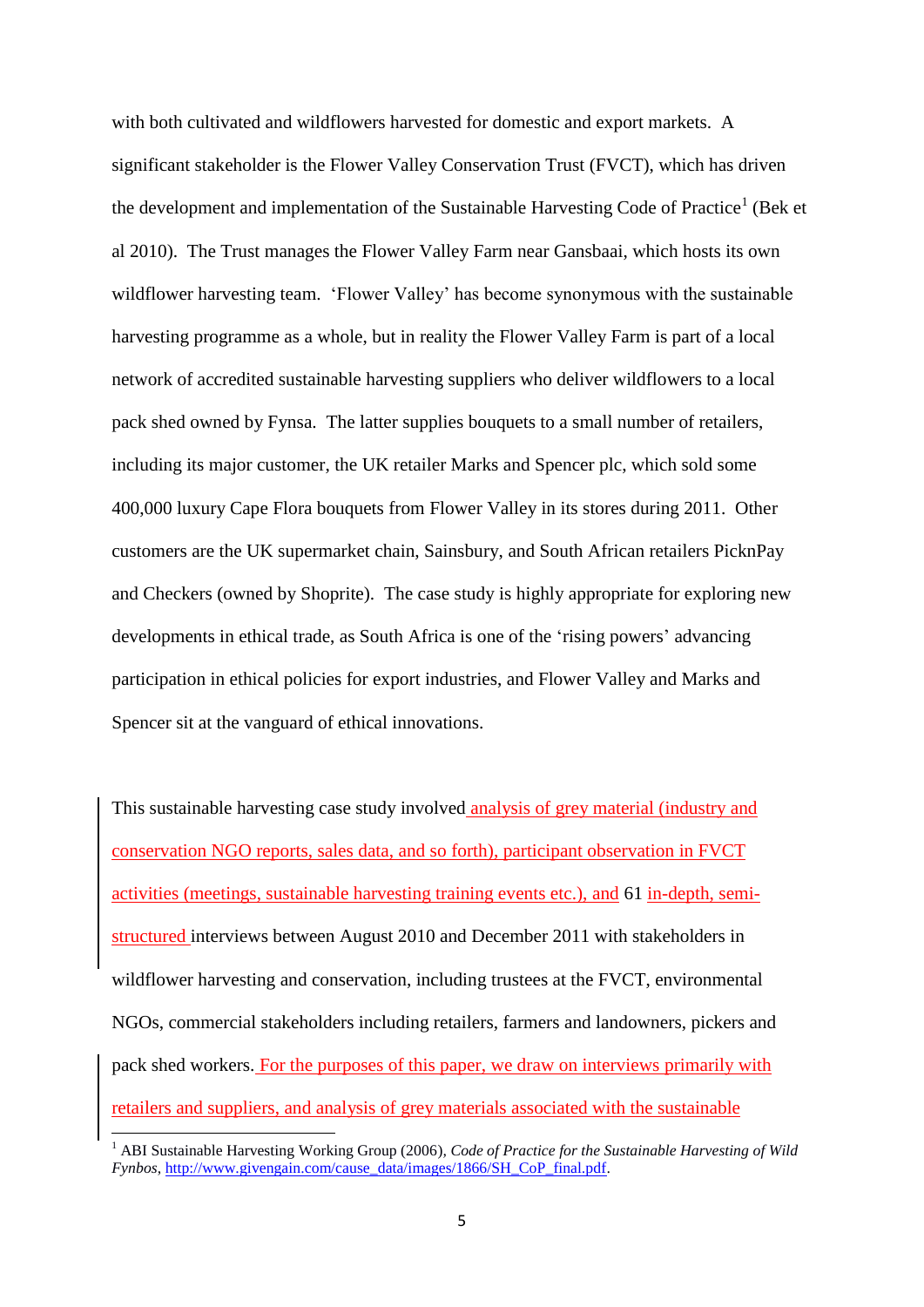with both cultivated and wildflowers harvested for domestic and export markets. A significant stakeholder is the Flower Valley Conservation Trust (FVCT), which has driven the development and implementation of the Sustainable Harvesting Code of Practice[1] (Bek et al 2010). The Trust manages the Flower Valley Farm near Gansbaai, which hosts its own wildflower harvesting team. 'Flower Valley' has become synonymous with the sustainable harvesting programme as a whole, but in reality the Flower Valley Farm is part of a local network of accredited sustainable harvesting suppliers who deliver wildflowers to a local pack shed owned by Fynsa. The latter supplies bouquets to a small number of retailers, including its major customer, the UK retailer Marks and Spencer plc, which sold some 400,000 luxury Cape Flora bouquets from Flower Valley in its stores during 2011. Other customers are the UK supermarket chain, Sainsbury, and South African retailers PicknPay and Checkers (owned by Shoprite). The case study is highly appropriate for exploring new developments in ethical trade, as South Africa is one of the 'rising powers' advancing participation in ethical policies for export industries, and Flower Valley and Marks and Spencer sit at the vanguard of ethical innovations.

This sustainable harvesting case study involved analysis of grey material (industry and conservation NGO reports, sales data, and so forth), participant observation in FVCT activities (meetings, sustainable harvesting training events etc.), and 61 in-depth, semi-structured interviews between August 2010 and December 2011 with stakeholders in wildflower harvesting and conservation, including trustees at the FVCT, environmental NGOs, commercial stakeholders including retailers, farmers and landowners, pickers and pack shed workers. For the purposes of this paper, we draw on interviews primarily with retailers and suppliers, and analysis of grey materials associated with the sustainable

[1] ABI Sustainable Harvesting Working Group (2006), *Code of Practice for the Sustainable Harvesting of Wild Fynbos*, http://www.givengain.com/cause_data/images/1866/SH_CoP_final.pdf.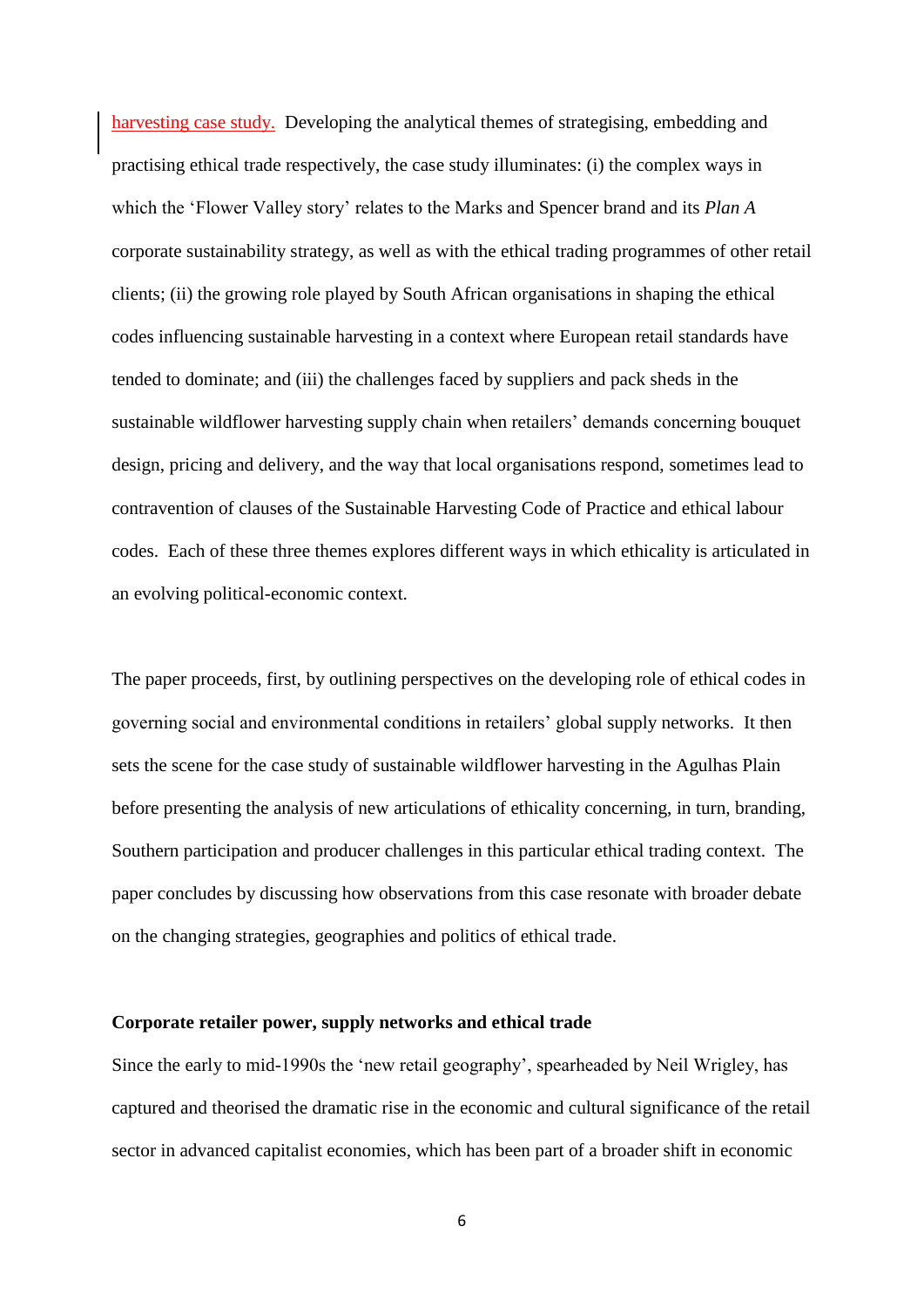harvesting case study. Developing the analytical themes of strategising, embedding and practising ethical trade respectively, the case study illuminates: (i) the complex ways in which the 'Flower Valley story' relates to the Marks and Spencer brand and its *Plan A* corporate sustainability strategy, as well as with the ethical trading programmes of other retail clients; (ii) the growing role played by South African organisations in shaping the ethical codes influencing sustainable harvesting in a context where European retail standards have tended to dominate; and (iii) the challenges faced by suppliers and pack sheds in the sustainable wildflower harvesting supply chain when retailers' demands concerning bouquet design, pricing and delivery, and the way that local organisations respond, sometimes lead to contravention of clauses of the Sustainable Harvesting Code of Practice and ethical labour codes. Each of these three themes explores different ways in which ethicality is articulated in an evolving political-economic context.

The paper proceeds, first, by outlining perspectives on the developing role of ethical codes in governing social and environmental conditions in retailers' global supply networks. It then sets the scene for the case study of sustainable wildflower harvesting in the Agulhas Plain before presenting the analysis of new articulations of ethicality concerning, in turn, branding, Southern participation and producer challenges in this particular ethical trading context. The paper concludes by discussing how observations from this case resonate with broader debate on the changing strategies, geographies and politics of ethical trade.

## Corporate retailer power, supply networks and ethical trade

Since the early to mid-1990s the 'new retail geography', spearheaded by Neil Wrigley, has captured and theorised the dramatic rise in the economic and cultural significance of the retail sector in advanced capitalist economies, which has been part of a broader shift in economic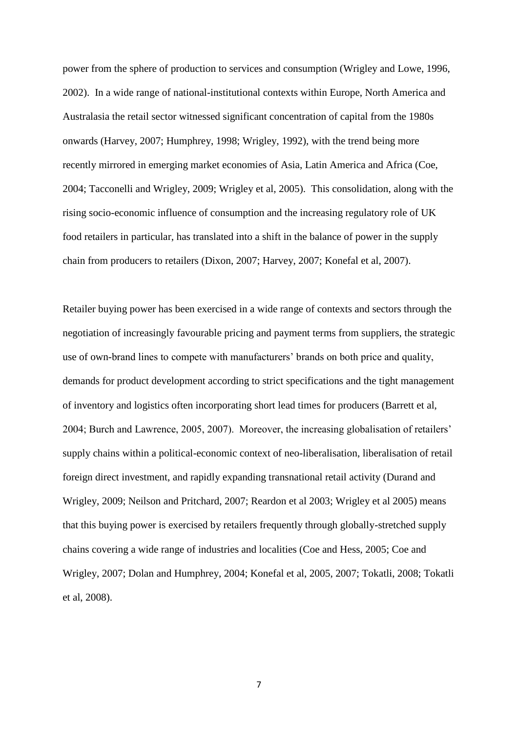power from the sphere of production to services and consumption (Wrigley and Lowe, 1996, 2002). In a wide range of national-institutional contexts within Europe, North America and Australasia the retail sector witnessed significant concentration of capital from the 1980s onwards (Harvey, 2007; Humphrey, 1998; Wrigley, 1992), with the trend being more recently mirrored in emerging market economies of Asia, Latin America and Africa (Coe, 2004; Tacconelli and Wrigley, 2009; Wrigley et al, 2005). This consolidation, along with the rising socio-economic influence of consumption and the increasing regulatory role of UK food retailers in particular, has translated into a shift in the balance of power in the supply chain from producers to retailers (Dixon, 2007; Harvey, 2007; Konefal et al, 2007).

Retailer buying power has been exercised in a wide range of contexts and sectors through the negotiation of increasingly favourable pricing and payment terms from suppliers, the strategic use of own-brand lines to compete with manufacturers' brands on both price and quality, demands for product development according to strict specifications and the tight management of inventory and logistics often incorporating short lead times for producers (Barrett et al, 2004; Burch and Lawrence, 2005, 2007). Moreover, the increasing globalisation of retailers' supply chains within a political-economic context of neo-liberalisation, liberalisation of retail foreign direct investment, and rapidly expanding transnational retail activity (Durand and Wrigley, 2009; Neilson and Pritchard, 2007; Reardon et al 2003; Wrigley et al 2005) means that this buying power is exercised by retailers frequently through globally-stretched supply chains covering a wide range of industries and localities (Coe and Hess, 2005; Coe and Wrigley, 2007; Dolan and Humphrey, 2004; Konefal et al, 2005, 2007; Tokatli, 2008; Tokatli et al, 2008).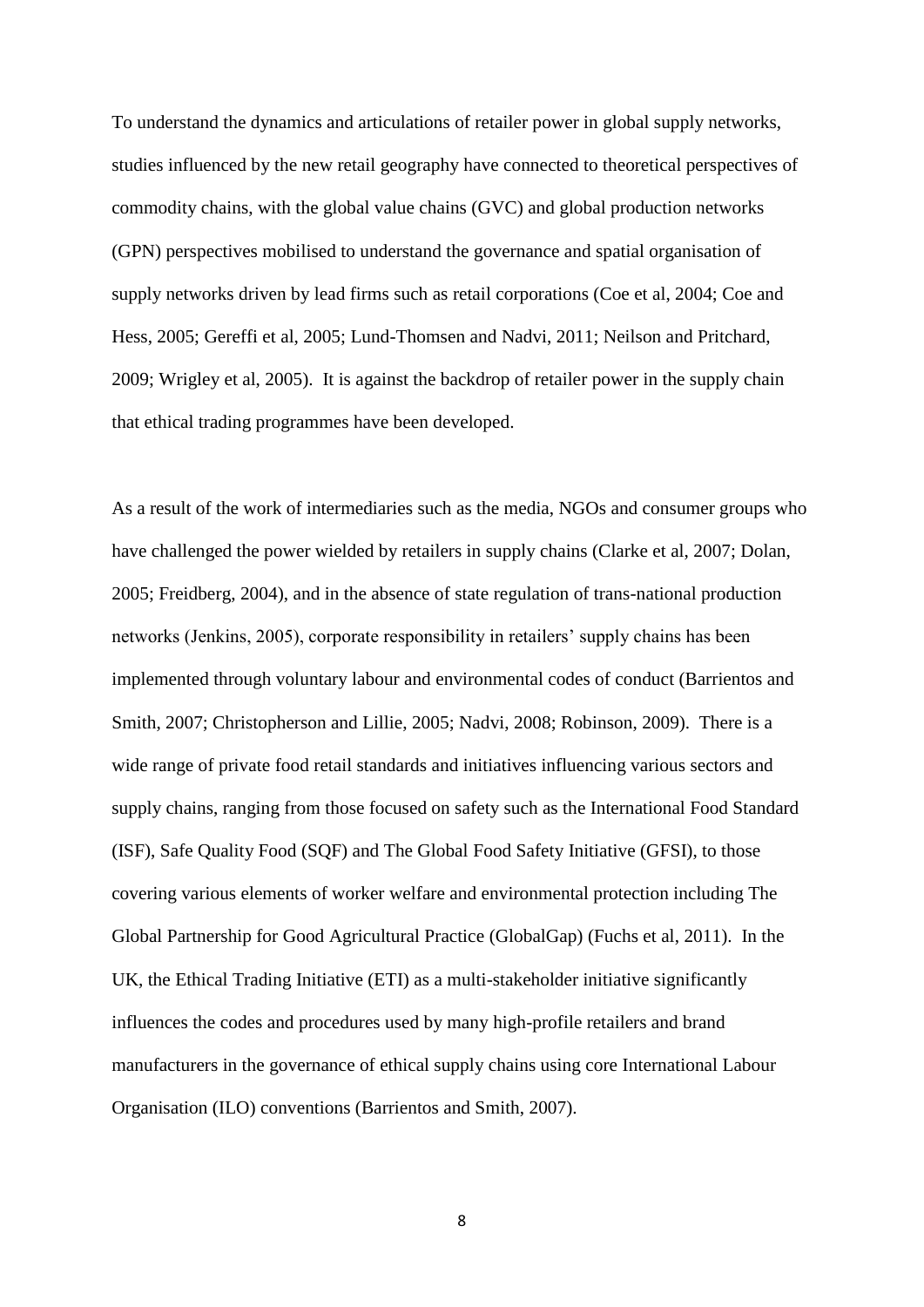To understand the dynamics and articulations of retailer power in global supply networks, studies influenced by the new retail geography have connected to theoretical perspectives of commodity chains, with the global value chains (GVC) and global production networks (GPN) perspectives mobilised to understand the governance and spatial organisation of supply networks driven by lead firms such as retail corporations (Coe et al, 2004; Coe and Hess, 2005; Gereffi et al, 2005; Lund-Thomsen and Nadvi, 2011; Neilson and Pritchard, 2009; Wrigley et al, 2005). It is against the backdrop of retailer power in the supply chain that ethical trading programmes have been developed.

As a result of the work of intermediaries such as the media, NGOs and consumer groups who have challenged the power wielded by retailers in supply chains (Clarke et al, 2007; Dolan, 2005; Freidberg, 2004), and in the absence of state regulation of trans-national production networks (Jenkins, 2005), corporate responsibility in retailers' supply chains has been implemented through voluntary labour and environmental codes of conduct (Barrientos and Smith, 2007; Christopherson and Lillie, 2005; Nadvi, 2008; Robinson, 2009). There is a wide range of private food retail standards and initiatives influencing various sectors and supply chains, ranging from those focused on safety such as the International Food Standard (ISF), Safe Quality Food (SQF) and The Global Food Safety Initiative (GFSI), to those covering various elements of worker welfare and environmental protection including The Global Partnership for Good Agricultural Practice (GlobalGap) (Fuchs et al, 2011). In the UK, the Ethical Trading Initiative (ETI) as a multi-stakeholder initiative significantly influences the codes and procedures used by many high-profile retailers and brand manufacturers in the governance of ethical supply chains using core International Labour Organisation (ILO) conventions (Barrientos and Smith, 2007).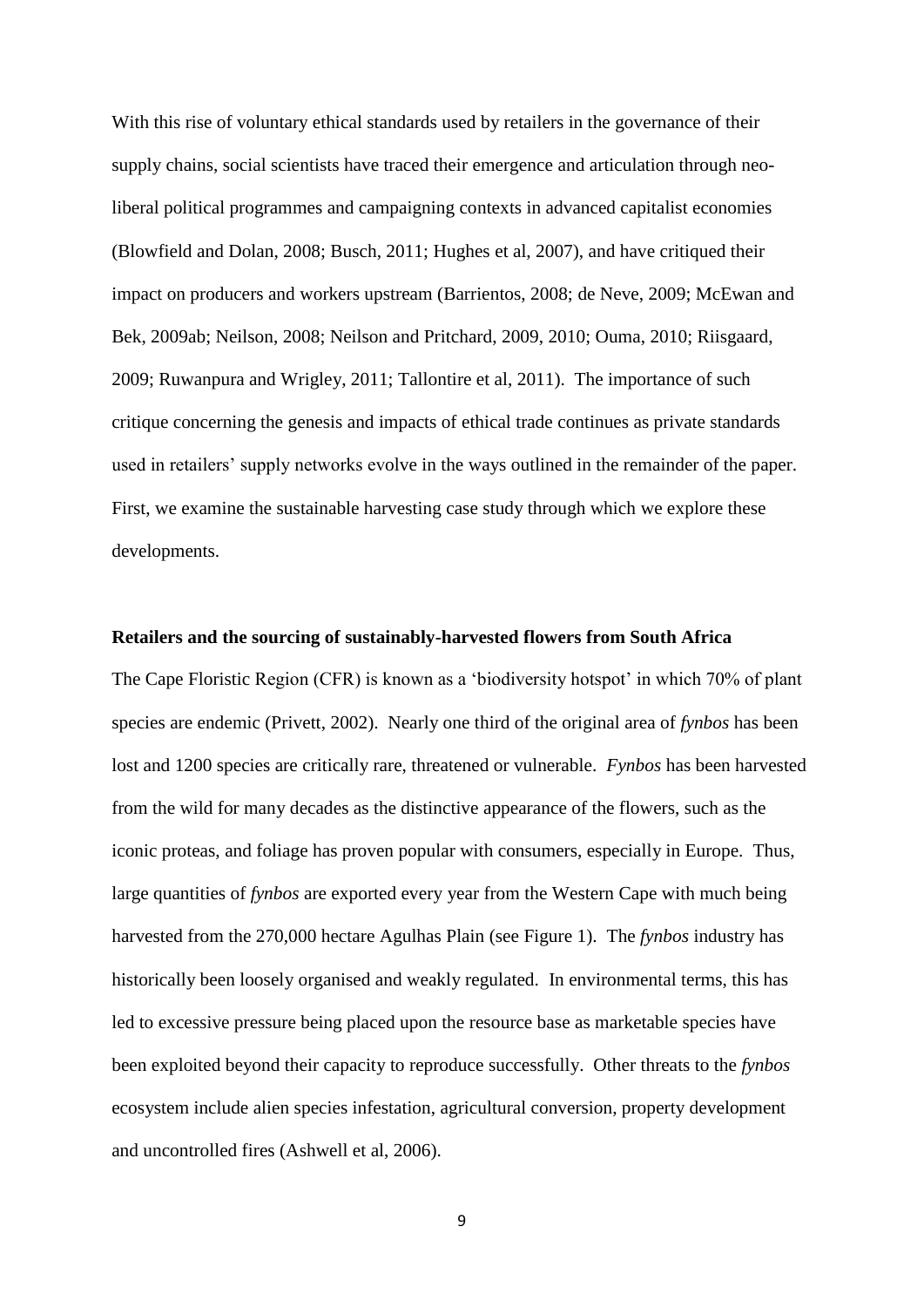With this rise of voluntary ethical standards used by retailers in the governance of their supply chains, social scientists have traced their emergence and articulation through neo-liberal political programmes and campaigning contexts in advanced capitalist economies (Blowfield and Dolan, 2008; Busch, 2011; Hughes et al, 2007), and have critiqued their impact on producers and workers upstream (Barrientos, 2008; de Neve, 2009; McEwan and Bek, 2009ab; Neilson, 2008; Neilson and Pritchard, 2009, 2010; Ouma, 2010; Riisgaard, 2009; Ruwanpura and Wrigley, 2011; Tallontire et al, 2011). The importance of such critique concerning the genesis and impacts of ethical trade continues as private standards used in retailers' supply networks evolve in the ways outlined in the remainder of the paper. First, we examine the sustainable harvesting case study through which we explore these developments.

## Retailers and the sourcing of sustainably-harvested flowers from South Africa

The Cape Floristic Region (CFR) is known as a 'biodiversity hotspot' in which 70% of plant species are endemic (Privett, 2002). Nearly one third of the original area of *fynbos* has been lost and 1200 species are critically rare, threatened or vulnerable. *Fynbos* has been harvested from the wild for many decades as the distinctive appearance of the flowers, such as the iconic proteas, and foliage has proven popular with consumers, especially in Europe. Thus, large quantities of *fynbos* are exported every year from the Western Cape with much being harvested from the 270,000 hectare Agulhas Plain (see Figure 1). The *fynbos* industry has historically been loosely organised and weakly regulated. In environmental terms, this has led to excessive pressure being placed upon the resource base as marketable species have been exploited beyond their capacity to reproduce successfully. Other threats to the *fynbos* ecosystem include alien species infestation, agricultural conversion, property development and uncontrolled fires (Ashwell et al, 2006).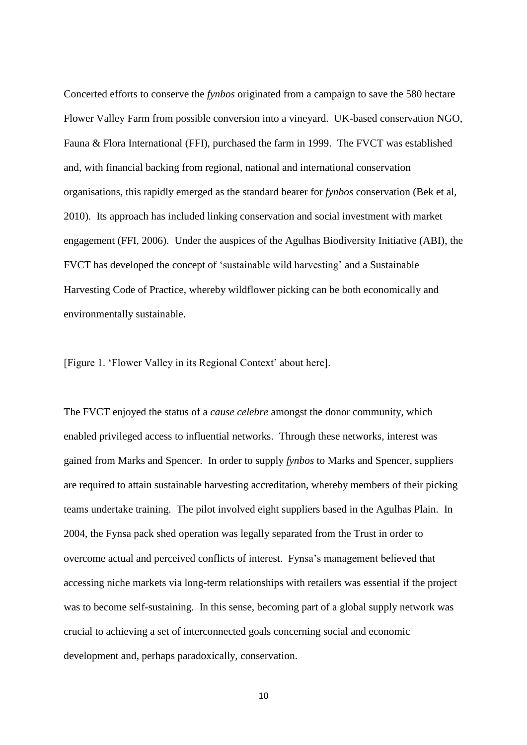Concerted efforts to conserve the *fynbos* originated from a campaign to save the 580 hectare Flower Valley Farm from possible conversion into a vineyard. UK-based conservation NGO, Fauna & Flora International (FFI), purchased the farm in 1999. The FVCT was established and, with financial backing from regional, national and international conservation organisations, this rapidly emerged as the standard bearer for *fynbos* conservation (Bek et al, 2010). Its approach has included linking conservation and social investment with market engagement (FFI, 2006). Under the auspices of the Agulhas Biodiversity Initiative (ABI), the FVCT has developed the concept of 'sustainable wild harvesting' and a Sustainable Harvesting Code of Practice, whereby wildflower picking can be both economically and environmentally sustainable.

[Figure 1. 'Flower Valley in its Regional Context' about here].

The FVCT enjoyed the status of a *cause celebre* amongst the donor community, which enabled privileged access to influential networks. Through these networks, interest was gained from Marks and Spencer. In order to supply *fynbos* to Marks and Spencer, suppliers are required to attain sustainable harvesting accreditation, whereby members of their picking teams undertake training. The pilot involved eight suppliers based in the Agulhas Plain. In 2004, the Fynsa pack shed operation was legally separated from the Trust in order to overcome actual and perceived conflicts of interest. Fynsa's management believed that accessing niche markets via long-term relationships with retailers was essential if the project was to become self-sustaining. In this sense, becoming part of a global supply network was crucial to achieving a set of interconnected goals concerning social and economic development and, perhaps paradoxically, conservation.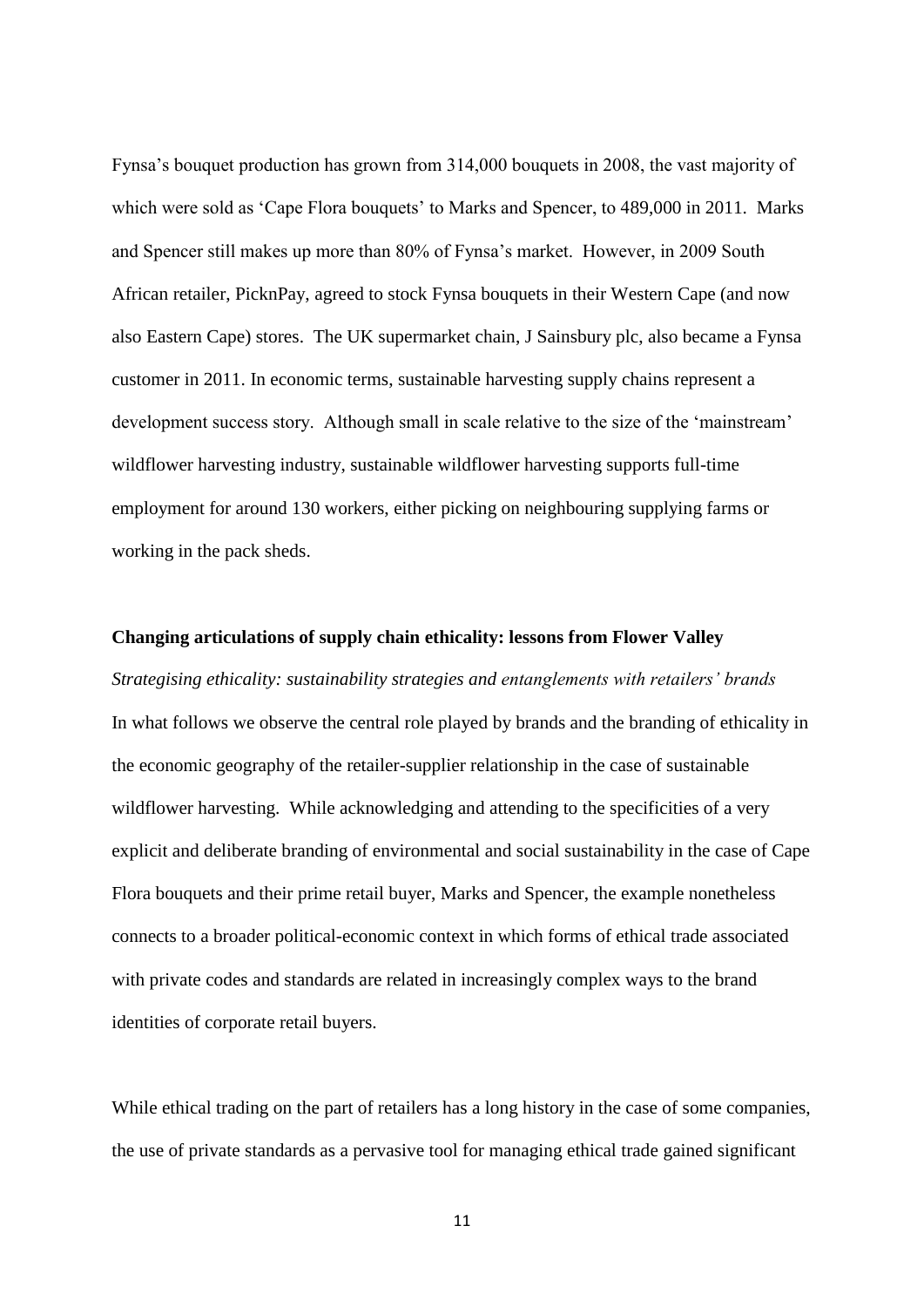Fynsa's bouquet production has grown from 314,000 bouquets in 2008, the vast majority of which were sold as 'Cape Flora bouquets' to Marks and Spencer, to 489,000 in 2011. Marks and Spencer still makes up more than 80% of Fynsa's market. However, in 2009 South African retailer, PicknPay, agreed to stock Fynsa bouquets in their Western Cape (and now also Eastern Cape) stores. The UK supermarket chain, J Sainsbury plc, also became a Fynsa customer in 2011. In economic terms, sustainable harvesting supply chains represent a development success story. Although small in scale relative to the size of the 'mainstream' wildflower harvesting industry, sustainable wildflower harvesting supports full-time employment for around 130 workers, either picking on neighbouring supplying farms or working in the pack sheds.

## Changing articulations of supply chain ethicality: lessons from Flower Valley

### *Strategising ethicality: sustainability strategies and entanglements with retailers' brands*

In what follows we observe the central role played by brands and the branding of ethicality in the economic geography of the retailer-supplier relationship in the case of sustainable wildflower harvesting. While acknowledging and attending to the specificities of a very explicit and deliberate branding of environmental and social sustainability in the case of Cape Flora bouquets and their prime retail buyer, Marks and Spencer, the example nonetheless connects to a broader political-economic context in which forms of ethical trade associated with private codes and standards are related in increasingly complex ways to the brand identities of corporate retail buyers.

While ethical trading on the part of retailers has a long history in the case of some companies, the use of private standards as a pervasive tool for managing ethical trade gained significant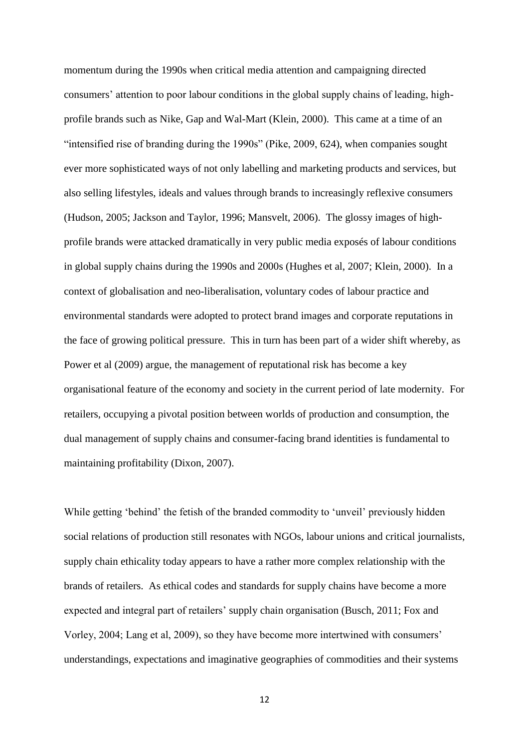momentum during the 1990s when critical media attention and campaigning directed consumers' attention to poor labour conditions in the global supply chains of leading, high-profile brands such as Nike, Gap and Wal-Mart (Klein, 2000). This came at a time of an "intensified rise of branding during the 1990s" (Pike, 2009, 624), when companies sought ever more sophisticated ways of not only labelling and marketing products and services, but also selling lifestyles, ideals and values through brands to increasingly reflexive consumers (Hudson, 2005; Jackson and Taylor, 1996; Mansvelt, 2006). The glossy images of high-profile brands were attacked dramatically in very public media exposés of labour conditions in global supply chains during the 1990s and 2000s (Hughes et al, 2007; Klein, 2000). In a context of globalisation and neo-liberalisation, voluntary codes of labour practice and environmental standards were adopted to protect brand images and corporate reputations in the face of growing political pressure. This in turn has been part of a wider shift whereby, as Power et al (2009) argue, the management of reputational risk has become a key organisational feature of the economy and society in the current period of late modernity. For retailers, occupying a pivotal position between worlds of production and consumption, the dual management of supply chains and consumer-facing brand identities is fundamental to maintaining profitability (Dixon, 2007).

While getting 'behind' the fetish of the branded commodity to 'unveil' previously hidden social relations of production still resonates with NGOs, labour unions and critical journalists, supply chain ethicality today appears to have a rather more complex relationship with the brands of retailers. As ethical codes and standards for supply chains have become a more expected and integral part of retailers' supply chain organisation (Busch, 2011; Fox and Vorley, 2004; Lang et al, 2009), so they have become more intertwined with consumers' understandings, expectations and imaginative geographies of commodities and their systems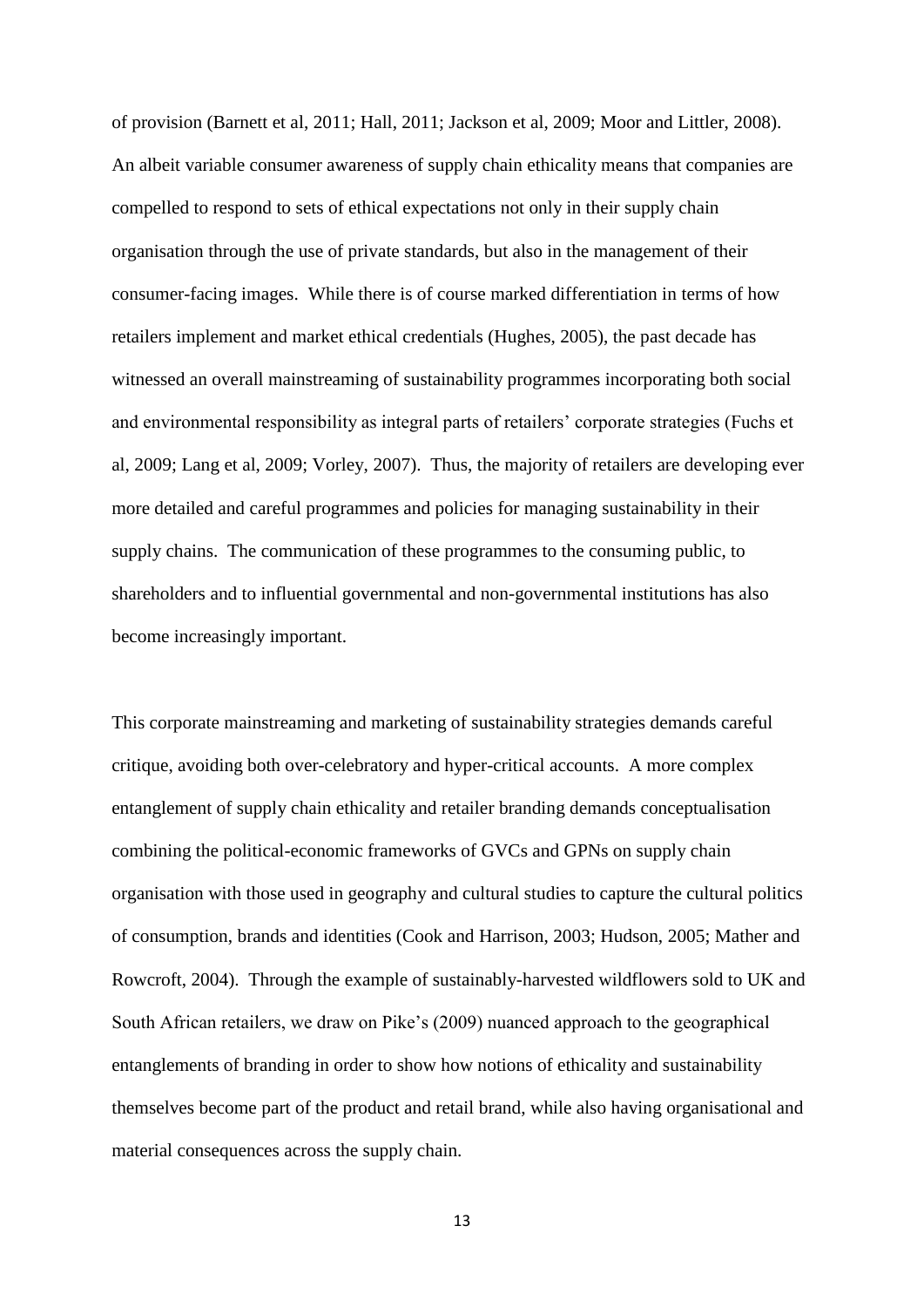of provision (Barnett et al, 2011; Hall, 2011; Jackson et al, 2009; Moor and Littler, 2008). An albeit variable consumer awareness of supply chain ethicality means that companies are compelled to respond to sets of ethical expectations not only in their supply chain organisation through the use of private standards, but also in the management of their consumer-facing images. While there is of course marked differentiation in terms of how retailers implement and market ethical credentials (Hughes, 2005), the past decade has witnessed an overall mainstreaming of sustainability programmes incorporating both social and environmental responsibility as integral parts of retailers' corporate strategies (Fuchs et al, 2009; Lang et al, 2009; Vorley, 2007). Thus, the majority of retailers are developing ever more detailed and careful programmes and policies for managing sustainability in their supply chains. The communication of these programmes to the consuming public, to shareholders and to influential governmental and non-governmental institutions has also become increasingly important.

This corporate mainstreaming and marketing of sustainability strategies demands careful critique, avoiding both over-celebratory and hyper-critical accounts. A more complex entanglement of supply chain ethicality and retailer branding demands conceptualisation combining the political-economic frameworks of GVCs and GPNs on supply chain organisation with those used in geography and cultural studies to capture the cultural politics of consumption, brands and identities (Cook and Harrison, 2003; Hudson, 2005; Mather and Rowcroft, 2004). Through the example of sustainably-harvested wildflowers sold to UK and South African retailers, we draw on Pike's (2009) nuanced approach to the geographical entanglements of branding in order to show how notions of ethicality and sustainability themselves become part of the product and retail brand, while also having organisational and material consequences across the supply chain.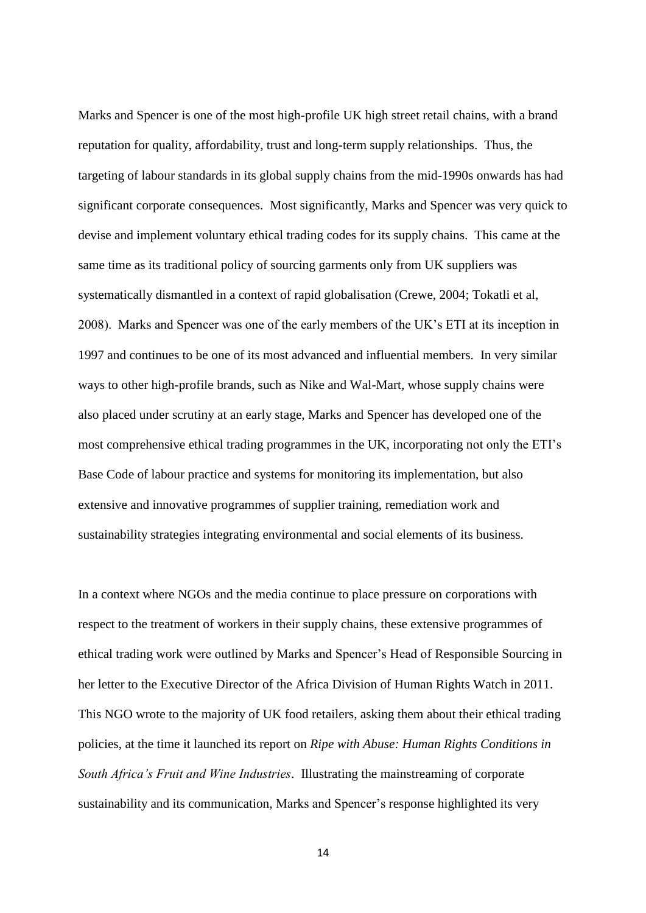Marks and Spencer is one of the most high-profile UK high street retail chains, with a brand reputation for quality, affordability, trust and long-term supply relationships. Thus, the targeting of labour standards in its global supply chains from the mid-1990s onwards has had significant corporate consequences. Most significantly, Marks and Spencer was very quick to devise and implement voluntary ethical trading codes for its supply chains. This came at the same time as its traditional policy of sourcing garments only from UK suppliers was systematically dismantled in a context of rapid globalisation (Crewe, 2004; Tokatli et al, 2008). Marks and Spencer was one of the early members of the UK's ETI at its inception in 1997 and continues to be one of its most advanced and influential members. In very similar ways to other high-profile brands, such as Nike and Wal-Mart, whose supply chains were also placed under scrutiny at an early stage, Marks and Spencer has developed one of the most comprehensive ethical trading programmes in the UK, incorporating not only the ETI's Base Code of labour practice and systems for monitoring its implementation, but also extensive and innovative programmes of supplier training, remediation work and sustainability strategies integrating environmental and social elements of its business.

In a context where NGOs and the media continue to place pressure on corporations with respect to the treatment of workers in their supply chains, these extensive programmes of ethical trading work were outlined by Marks and Spencer's Head of Responsible Sourcing in her letter to the Executive Director of the Africa Division of Human Rights Watch in 2011. This NGO wrote to the majority of UK food retailers, asking them about their ethical trading policies, at the time it launched its report on *Ripe with Abuse: Human Rights Conditions in South Africa's Fruit and Wine Industries*. Illustrating the mainstreaming of corporate sustainability and its communication, Marks and Spencer's response highlighted its very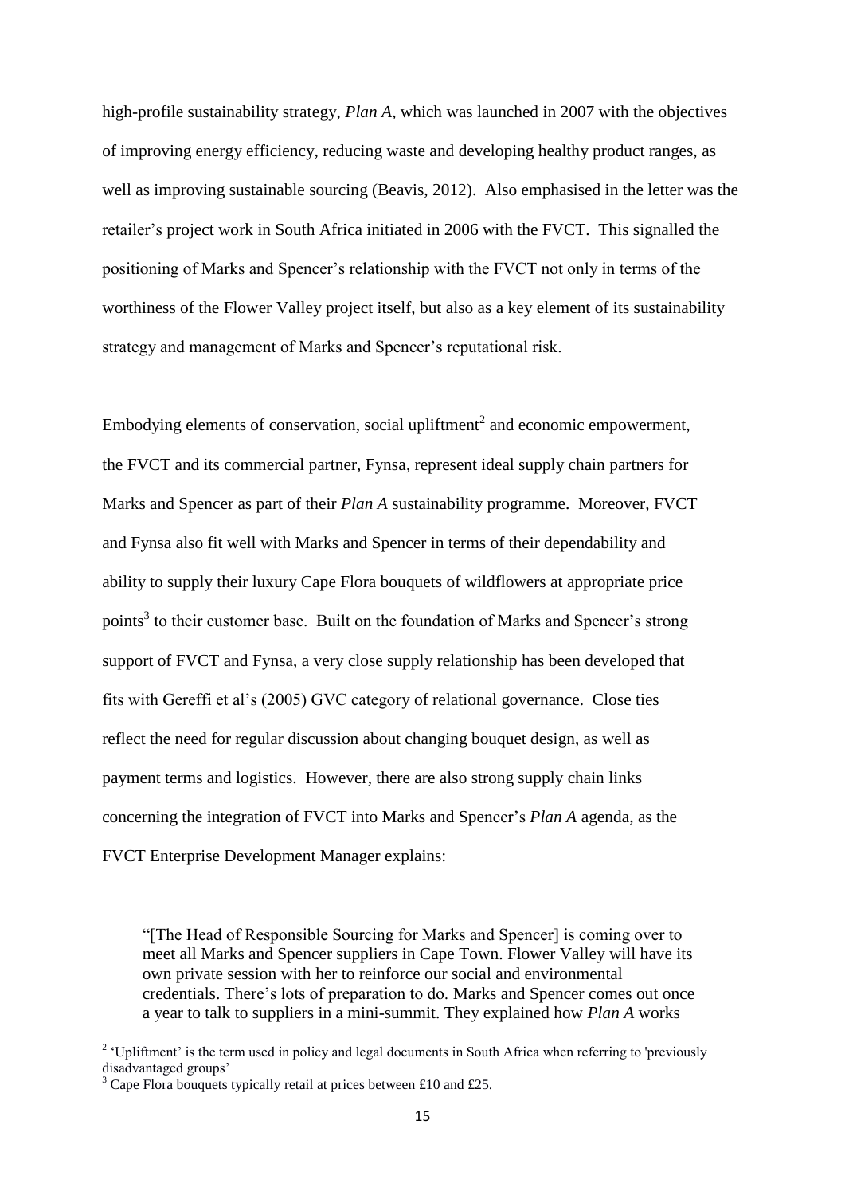high-profile sustainability strategy, *Plan A*, which was launched in 2007 with the objectives of improving energy efficiency, reducing waste and developing healthy product ranges, as well as improving sustainable sourcing (Beavis, 2012). Also emphasised in the letter was the retailer's project work in South Africa initiated in 2006 with the FVCT. This signalled the positioning of Marks and Spencer's relationship with the FVCT not only in terms of the worthiness of the Flower Valley project itself, but also as a key element of its sustainability strategy and management of Marks and Spencer's reputational risk.

Embodying elements of conservation, social upliftment[2] and economic empowerment, the FVCT and its commercial partner, Fynsa, represent ideal supply chain partners for Marks and Spencer as part of their *Plan A* sustainability programme. Moreover, FVCT and Fynsa also fit well with Marks and Spencer in terms of their dependability and ability to supply their luxury Cape Flora bouquets of wildflowers at appropriate price points[3] to their customer base. Built on the foundation of Marks and Spencer's strong support of FVCT and Fynsa, a very close supply relationship has been developed that fits with Gereffi et al's (2005) GVC category of relational governance. Close ties reflect the need for regular discussion about changing bouquet design, as well as payment terms and logistics. However, there are also strong supply chain links concerning the integration of FVCT into Marks and Spencer's *Plan A* agenda, as the FVCT Enterprise Development Manager explains:

> "[The Head of Responsible Sourcing for Marks and Spencer] is coming over to meet all Marks and Spencer suppliers in Cape Town. Flower Valley will have its own private session with her to reinforce our social and environmental credentials. There's lots of preparation to do. Marks and Spencer comes out once a year to talk to suppliers in a mini-summit. They explained how *Plan A* works

[2] 'Upliftment' is the term used in policy and legal documents in South Africa when referring to 'previously disadvantaged groups'

[3] Cape Flora bouquets typically retail at prices between £10 and £25.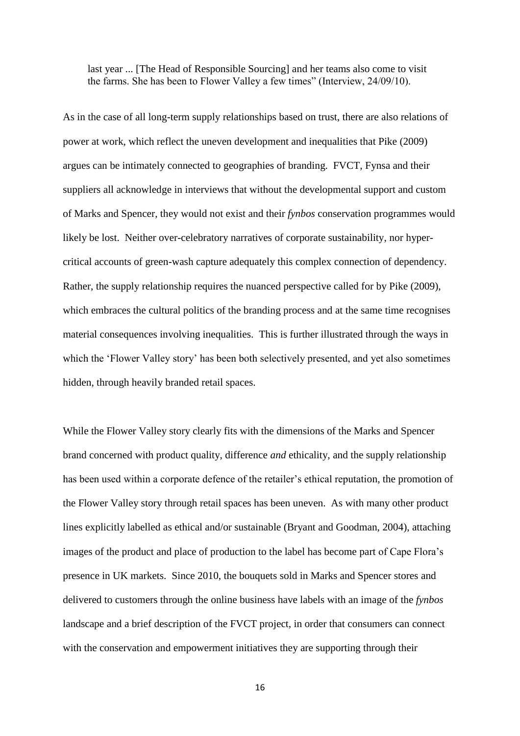last year ... [The Head of Responsible Sourcing] and her teams also come to visit the farms. She has been to Flower Valley a few times" (Interview, 24/09/10).

As in the case of all long-term supply relationships based on trust, there are also relations of power at work, which reflect the uneven development and inequalities that Pike (2009) argues can be intimately connected to geographies of branding. FVCT, Fynsa and their suppliers all acknowledge in interviews that without the developmental support and custom of Marks and Spencer, they would not exist and their *fynbos* conservation programmes would likely be lost. Neither over-celebratory narratives of corporate sustainability, nor hyper-critical accounts of green-wash capture adequately this complex connection of dependency. Rather, the supply relationship requires the nuanced perspective called for by Pike (2009), which embraces the cultural politics of the branding process and at the same time recognises material consequences involving inequalities. This is further illustrated through the ways in which the 'Flower Valley story' has been both selectively presented, and yet also sometimes hidden, through heavily branded retail spaces.

While the Flower Valley story clearly fits with the dimensions of the Marks and Spencer brand concerned with product quality, difference *and* ethicality, and the supply relationship has been used within a corporate defence of the retailer's ethical reputation, the promotion of the Flower Valley story through retail spaces has been uneven. As with many other product lines explicitly labelled as ethical and/or sustainable (Bryant and Goodman, 2004), attaching images of the product and place of production to the label has become part of Cape Flora's presence in UK markets. Since 2010, the bouquets sold in Marks and Spencer stores and delivered to customers through the online business have labels with an image of the *fynbos* landscape and a brief description of the FVCT project, in order that consumers can connect with the conservation and empowerment initiatives they are supporting through their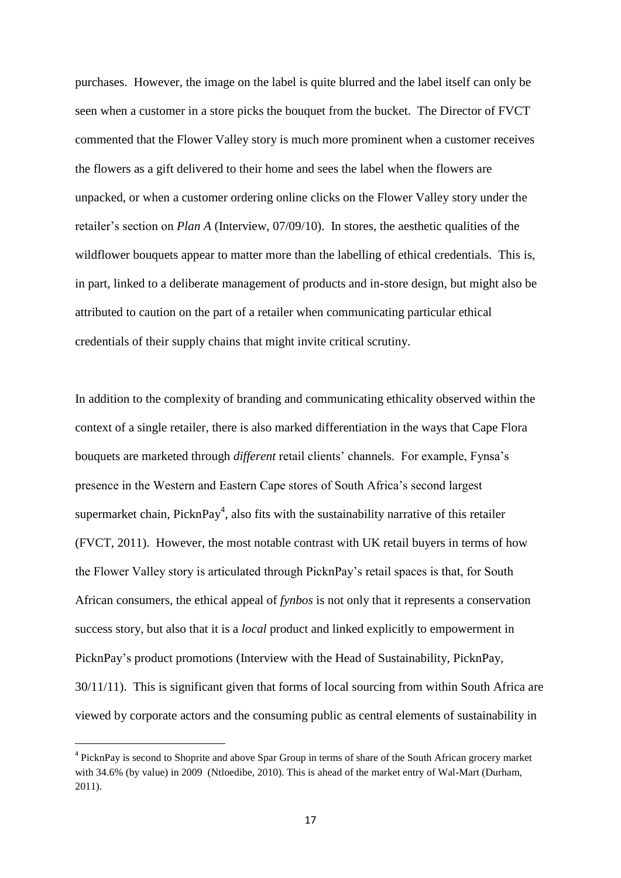purchases. However, the image on the label is quite blurred and the label itself can only be seen when a customer in a store picks the bouquet from the bucket. The Director of FVCT commented that the Flower Valley story is much more prominent when a customer receives the flowers as a gift delivered to their home and sees the label when the flowers are unpacked, or when a customer ordering online clicks on the Flower Valley story under the retailer's section on *Plan A* (Interview, 07/09/10). In stores, the aesthetic qualities of the wildflower bouquets appear to matter more than the labelling of ethical credentials. This is, in part, linked to a deliberate management of products and in-store design, but might also be attributed to caution on the part of a retailer when communicating particular ethical credentials of their supply chains that might invite critical scrutiny.

In addition to the complexity of branding and communicating ethicality observed within the context of a single retailer, there is also marked differentiation in the ways that Cape Flora bouquets are marketed through *different* retail clients' channels. For example, Fynsa's presence in the Western and Eastern Cape stores of South Africa's second largest supermarket chain, PicknPay[4], also fits with the sustainability narrative of this retailer (FVCT, 2011). However, the most notable contrast with UK retail buyers in terms of how the Flower Valley story is articulated through PicknPay's retail spaces is that, for South African consumers, the ethical appeal of *fynbos* is not only that it represents a conservation success story, but also that it is a *local* product and linked explicitly to empowerment in PicknPay's product promotions (Interview with the Head of Sustainability, PicknPay, 30/11/11). This is significant given that forms of local sourcing from within South Africa are viewed by corporate actors and the consuming public as central elements of sustainability in

[4] PicknPay is second to Shoprite and above Spar Group in terms of share of the South African grocery market with 34.6% (by value) in 2009 (Ntloedibe, 2010). This is ahead of the market entry of Wal-Mart (Durham, 2011).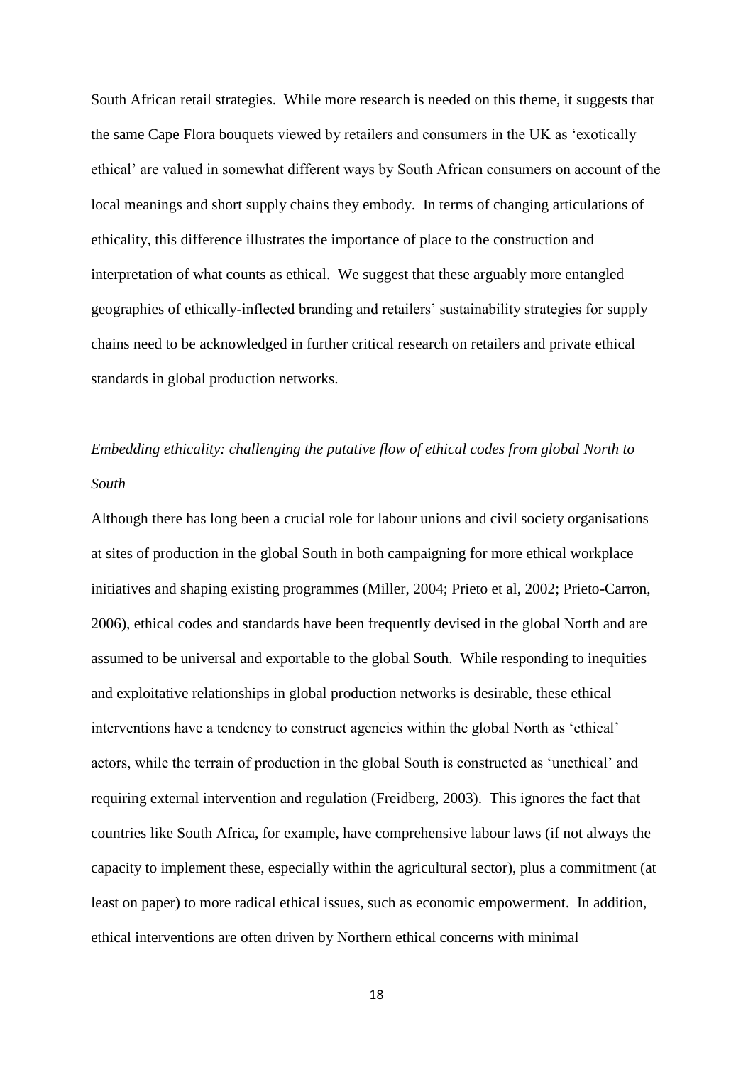South African retail strategies. While more research is needed on this theme, it suggests that the same Cape Flora bouquets viewed by retailers and consumers in the UK as 'exotically ethical' are valued in somewhat different ways by South African consumers on account of the local meanings and short supply chains they embody. In terms of changing articulations of ethicality, this difference illustrates the importance of place to the construction and interpretation of what counts as ethical. We suggest that these arguably more entangled geographies of ethically-inflected branding and retailers' sustainability strategies for supply chains need to be acknowledged in further critical research on retailers and private ethical standards in global production networks.

*Embedding ethicality: challenging the putative flow of ethical codes from global North to South*

Although there has long been a crucial role for labour unions and civil society organisations at sites of production in the global South in both campaigning for more ethical workplace initiatives and shaping existing programmes (Miller, 2004; Prieto et al, 2002; Prieto-Carron, 2006), ethical codes and standards have been frequently devised in the global North and are assumed to be universal and exportable to the global South. While responding to inequities and exploitative relationships in global production networks is desirable, these ethical interventions have a tendency to construct agencies within the global North as 'ethical' actors, while the terrain of production in the global South is constructed as 'unethical' and requiring external intervention and regulation (Freidberg, 2003). This ignores the fact that countries like South Africa, for example, have comprehensive labour laws (if not always the capacity to implement these, especially within the agricultural sector), plus a commitment (at least on paper) to more radical ethical issues, such as economic empowerment. In addition, ethical interventions are often driven by Northern ethical concerns with minimal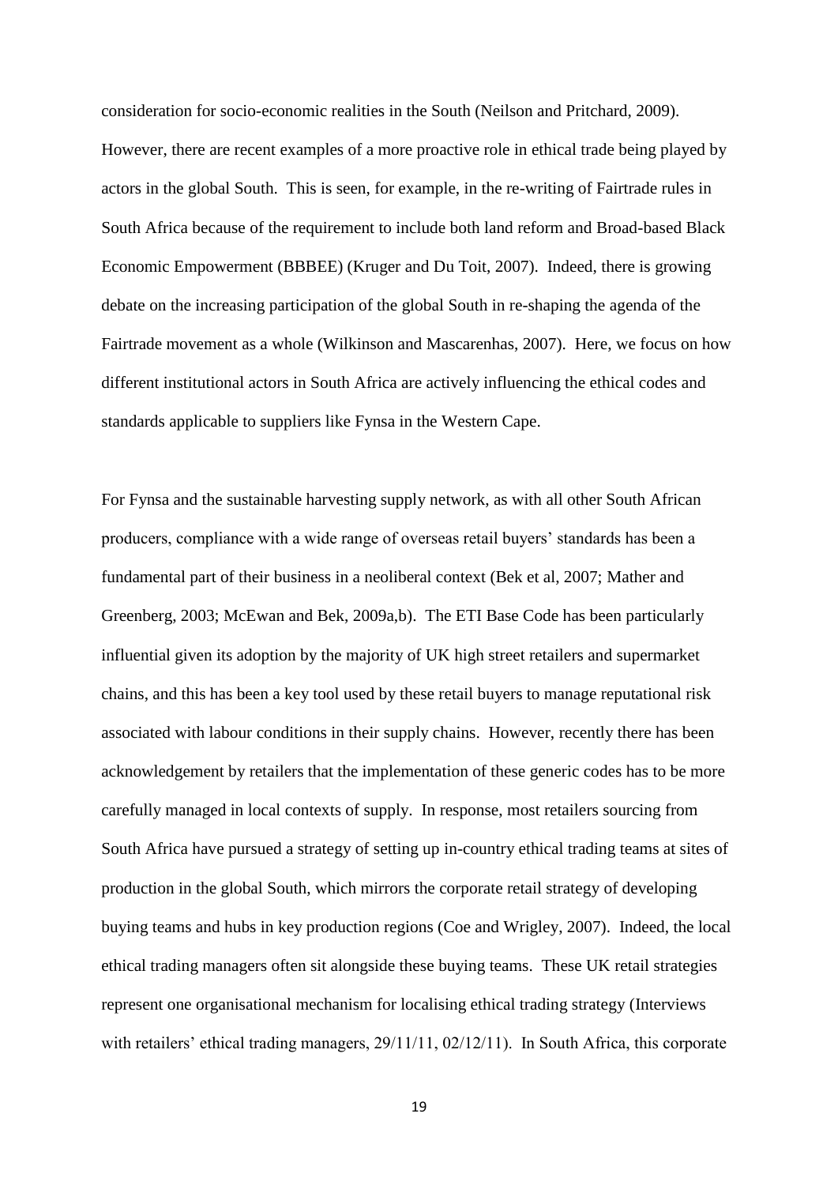consideration for socio-economic realities in the South (Neilson and Pritchard, 2009). However, there are recent examples of a more proactive role in ethical trade being played by actors in the global South. This is seen, for example, in the re-writing of Fairtrade rules in South Africa because of the requirement to include both land reform and Broad-based Black Economic Empowerment (BBBEE) (Kruger and Du Toit, 2007). Indeed, there is growing debate on the increasing participation of the global South in re-shaping the agenda of the Fairtrade movement as a whole (Wilkinson and Mascarenhas, 2007). Here, we focus on how different institutional actors in South Africa are actively influencing the ethical codes and standards applicable to suppliers like Fynsa in the Western Cape.

For Fynsa and the sustainable harvesting supply network, as with all other South African producers, compliance with a wide range of overseas retail buyers' standards has been a fundamental part of their business in a neoliberal context (Bek et al, 2007; Mather and Greenberg, 2003; McEwan and Bek, 2009a,b). The ETI Base Code has been particularly influential given its adoption by the majority of UK high street retailers and supermarket chains, and this has been a key tool used by these retail buyers to manage reputational risk associated with labour conditions in their supply chains. However, recently there has been acknowledgement by retailers that the implementation of these generic codes has to be more carefully managed in local contexts of supply. In response, most retailers sourcing from South Africa have pursued a strategy of setting up in-country ethical trading teams at sites of production in the global South, which mirrors the corporate retail strategy of developing buying teams and hubs in key production regions (Coe and Wrigley, 2007). Indeed, the local ethical trading managers often sit alongside these buying teams. These UK retail strategies represent one organisational mechanism for localising ethical trading strategy (Interviews with retailers' ethical trading managers, 29/11/11, 02/12/11). In South Africa, this corporate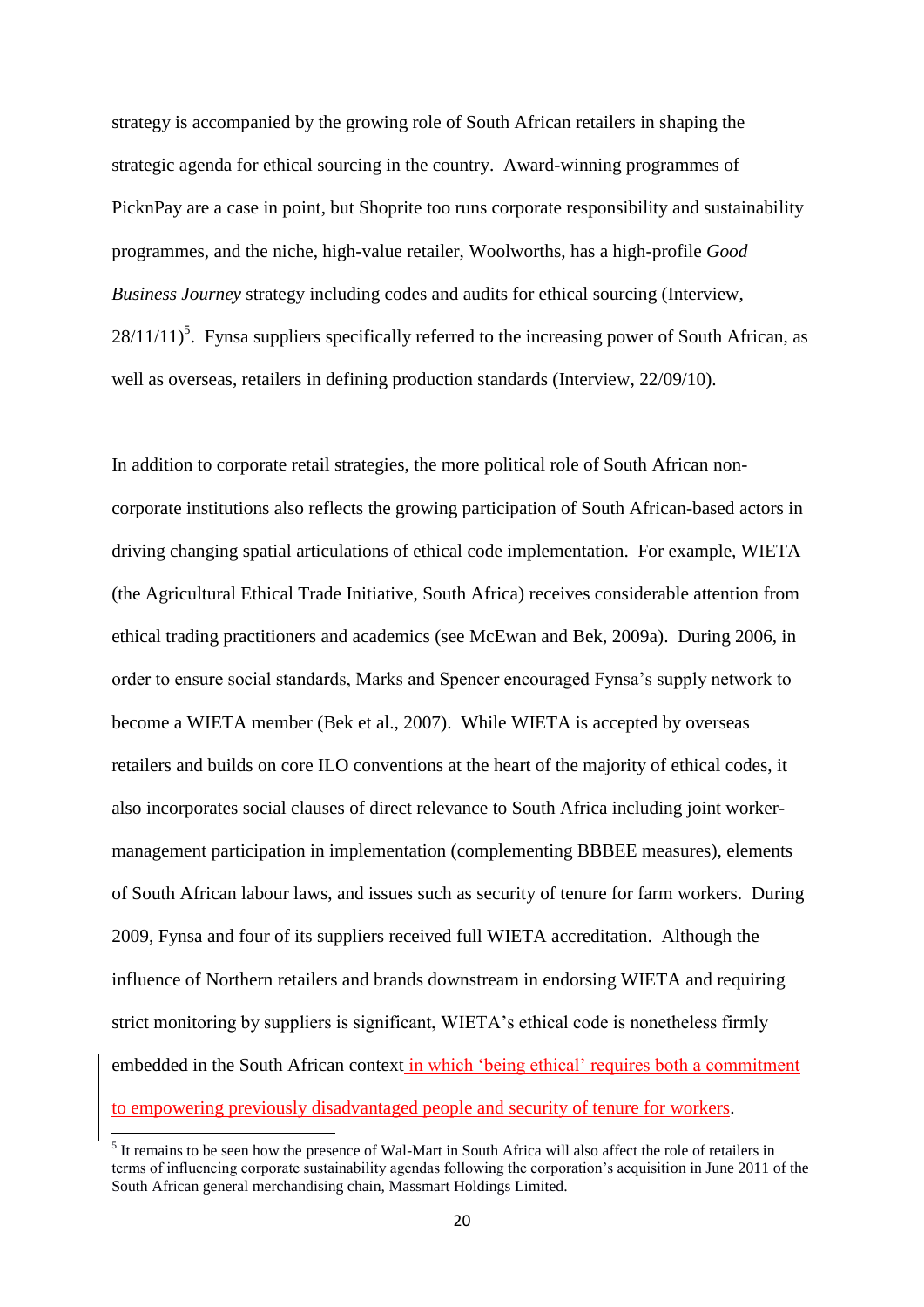strategy is accompanied by the growing role of South African retailers in shaping the strategic agenda for ethical sourcing in the country. Award-winning programmes of PicknPay are a case in point, but Shoprite too runs corporate responsibility and sustainability programmes, and the niche, high-value retailer, Woolworths, has a high-profile *Good Business Journey* strategy including codes and audits for ethical sourcing (Interview, 28/11/11)[5]. Fynsa suppliers specifically referred to the increasing power of South African, as well as overseas, retailers in defining production standards (Interview, 22/09/10).

In addition to corporate retail strategies, the more political role of South African non-corporate institutions also reflects the growing participation of South African-based actors in driving changing spatial articulations of ethical code implementation. For example, WIETA (the Agricultural Ethical Trade Initiative, South Africa) receives considerable attention from ethical trading practitioners and academics (see McEwan and Bek, 2009a). During 2006, in order to ensure social standards, Marks and Spencer encouraged Fynsa's supply network to become a WIETA member (Bek et al., 2007). While WIETA is accepted by overseas retailers and builds on core ILO conventions at the heart of the majority of ethical codes, it also incorporates social clauses of direct relevance to South Africa including joint worker-management participation in implementation (complementing BBBEE measures), elements of South African labour laws, and issues such as security of tenure for farm workers. During 2009, Fynsa and four of its suppliers received full WIETA accreditation. Although the influence of Northern retailers and brands downstream in endorsing WIETA and requiring strict monitoring by suppliers is significant, WIETA's ethical code is nonetheless firmly embedded in the South African context in which 'being ethical' requires both a commitment to empowering previously disadvantaged people and security of tenure for workers.

[5] It remains to be seen how the presence of Wal-Mart in South Africa will also affect the role of retailers in terms of influencing corporate sustainability agendas following the corporation's acquisition in June 2011 of the South African general merchandising chain, Massmart Holdings Limited.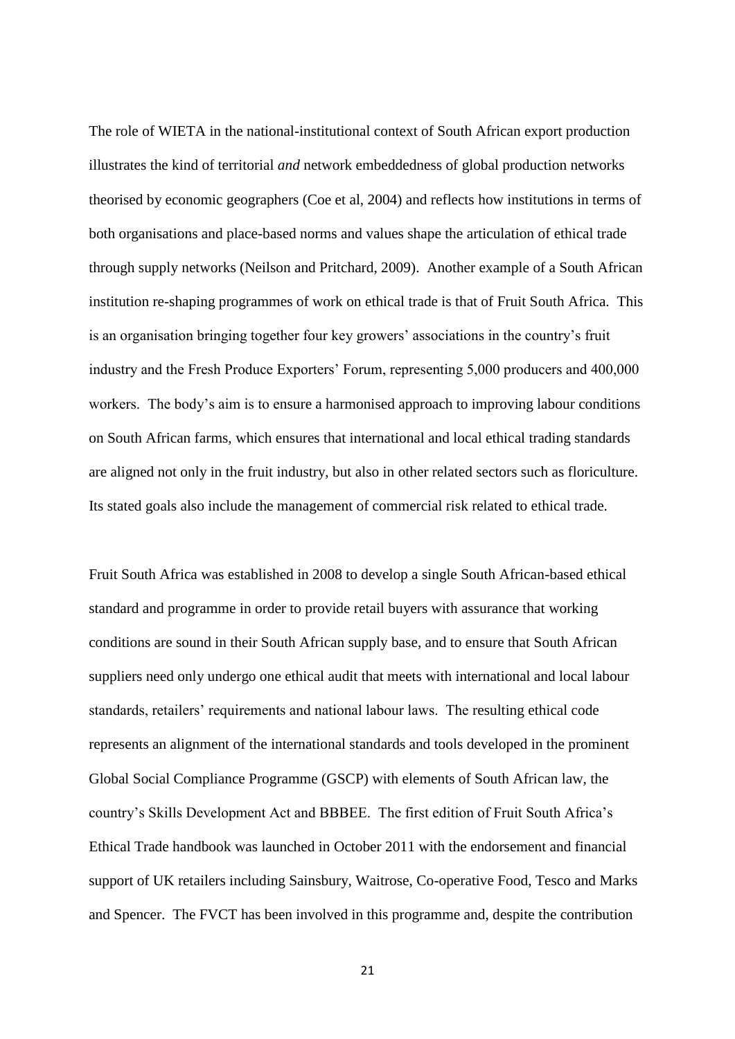The role of WIETA in the national-institutional context of South African export production illustrates the kind of territorial *and* network embeddedness of global production networks theorised by economic geographers (Coe et al, 2004) and reflects how institutions in terms of both organisations and place-based norms and values shape the articulation of ethical trade through supply networks (Neilson and Pritchard, 2009). Another example of a South African institution re-shaping programmes of work on ethical trade is that of Fruit South Africa. This is an organisation bringing together four key growers' associations in the country's fruit industry and the Fresh Produce Exporters' Forum, representing 5,000 producers and 400,000 workers. The body's aim is to ensure a harmonised approach to improving labour conditions on South African farms, which ensures that international and local ethical trading standards are aligned not only in the fruit industry, but also in other related sectors such as floriculture. Its stated goals also include the management of commercial risk related to ethical trade.

Fruit South Africa was established in 2008 to develop a single South African-based ethical standard and programme in order to provide retail buyers with assurance that working conditions are sound in their South African supply base, and to ensure that South African suppliers need only undergo one ethical audit that meets with international and local labour standards, retailers' requirements and national labour laws. The resulting ethical code represents an alignment of the international standards and tools developed in the prominent Global Social Compliance Programme (GSCP) with elements of South African law, the country's Skills Development Act and BBBEE. The first edition of Fruit South Africa's Ethical Trade handbook was launched in October 2011 with the endorsement and financial support of UK retailers including Sainsbury, Waitrose, Co-operative Food, Tesco and Marks and Spencer. The FVCT has been involved in this programme and, despite the contribution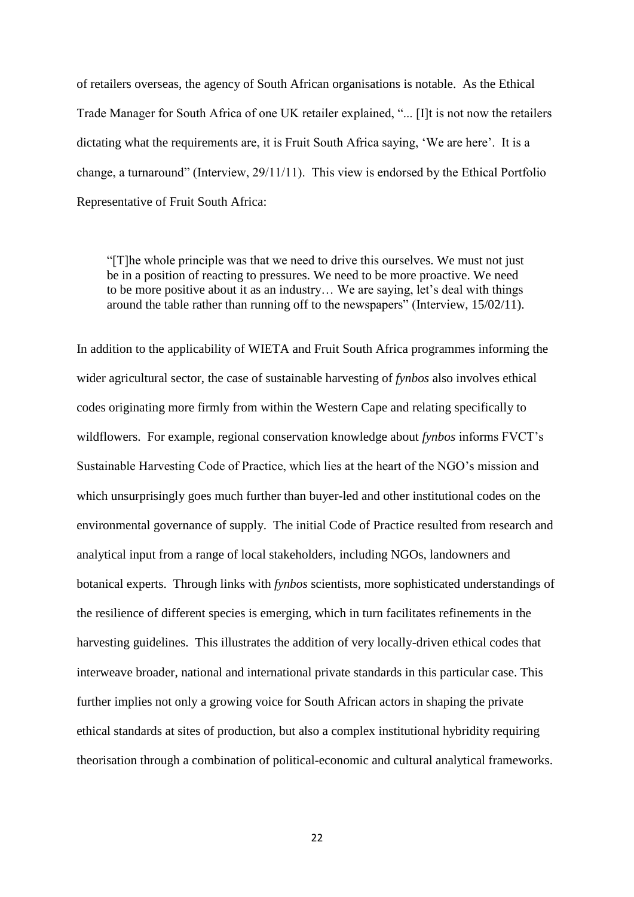of retailers overseas, the agency of South African organisations is notable. As the Ethical Trade Manager for South Africa of one UK retailer explained, "... [I]t is not now the retailers dictating what the requirements are, it is Fruit South Africa saying, 'We are here'. It is a change, a turnaround" (Interview, 29/11/11). This view is endorsed by the Ethical Portfolio Representative of Fruit South Africa:

> "[T]he whole principle was that we need to drive this ourselves. We must not just be in a position of reacting to pressures. We need to be more proactive. We need to be more positive about it as an industry… We are saying, let's deal with things around the table rather than running off to the newspapers" (Interview, 15/02/11).

In addition to the applicability of WIETA and Fruit South Africa programmes informing the wider agricultural sector, the case of sustainable harvesting of *fynbos* also involves ethical codes originating more firmly from within the Western Cape and relating specifically to wildflowers. For example, regional conservation knowledge about *fynbos* informs FVCT's Sustainable Harvesting Code of Practice, which lies at the heart of the NGO's mission and which unsurprisingly goes much further than buyer-led and other institutional codes on the environmental governance of supply. The initial Code of Practice resulted from research and analytical input from a range of local stakeholders, including NGOs, landowners and botanical experts. Through links with *fynbos* scientists, more sophisticated understandings of the resilience of different species is emerging, which in turn facilitates refinements in the harvesting guidelines. This illustrates the addition of very locally-driven ethical codes that interweave broader, national and international private standards in this particular case. This further implies not only a growing voice for South African actors in shaping the private ethical standards at sites of production, but also a complex institutional hybridity requiring theorisation through a combination of political-economic and cultural analytical frameworks.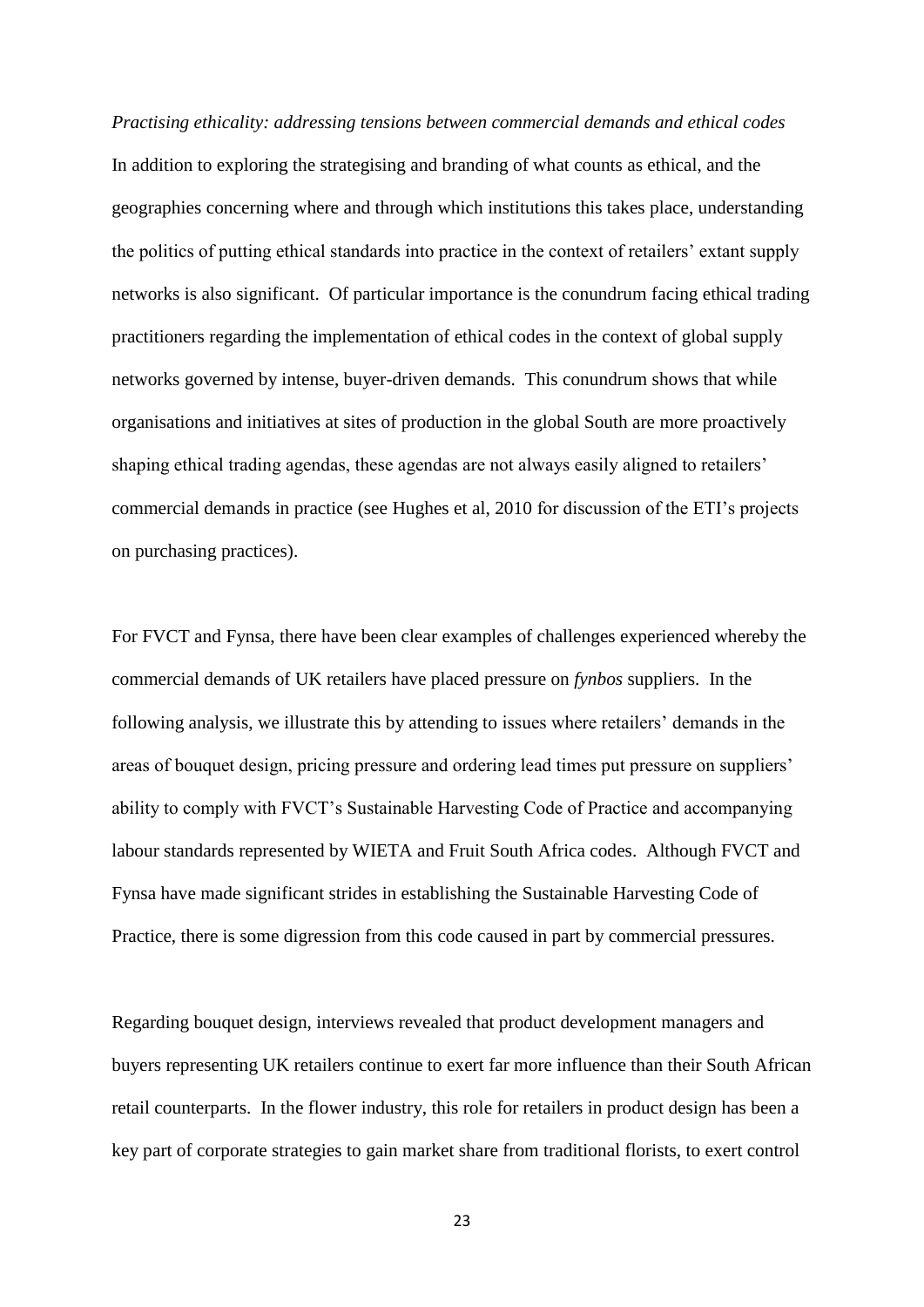*Practising ethicality: addressing tensions between commercial demands and ethical codes*

In addition to exploring the strategising and branding of what counts as ethical, and the geographies concerning where and through which institutions this takes place, understanding the politics of putting ethical standards into practice in the context of retailers' extant supply networks is also significant. Of particular importance is the conundrum facing ethical trading practitioners regarding the implementation of ethical codes in the context of global supply networks governed by intense, buyer-driven demands. This conundrum shows that while organisations and initiatives at sites of production in the global South are more proactively shaping ethical trading agendas, these agendas are not always easily aligned to retailers' commercial demands in practice (see Hughes et al, 2010 for discussion of the ETI's projects on purchasing practices).

For FVCT and Fynsa, there have been clear examples of challenges experienced whereby the commercial demands of UK retailers have placed pressure on *fynbos* suppliers. In the following analysis, we illustrate this by attending to issues where retailers' demands in the areas of bouquet design, pricing pressure and ordering lead times put pressure on suppliers' ability to comply with FVCT's Sustainable Harvesting Code of Practice and accompanying labour standards represented by WIETA and Fruit South Africa codes. Although FVCT and Fynsa have made significant strides in establishing the Sustainable Harvesting Code of Practice, there is some digression from this code caused in part by commercial pressures.

Regarding bouquet design, interviews revealed that product development managers and buyers representing UK retailers continue to exert far more influence than their South African retail counterparts. In the flower industry, this role for retailers in product design has been a key part of corporate strategies to gain market share from traditional florists, to exert control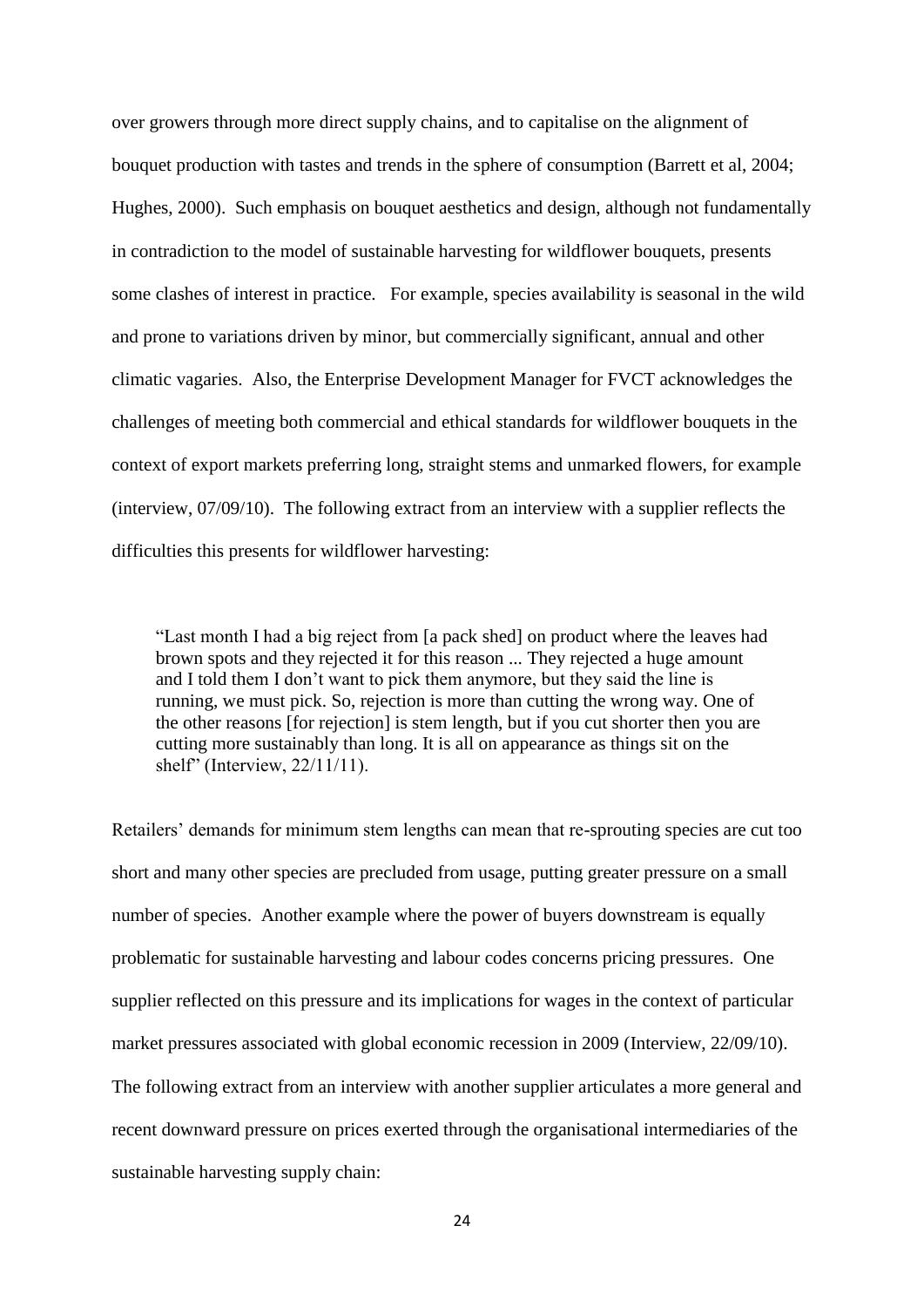over growers through more direct supply chains, and to capitalise on the alignment of bouquet production with tastes and trends in the sphere of consumption (Barrett et al, 2004; Hughes, 2000). Such emphasis on bouquet aesthetics and design, although not fundamentally in contradiction to the model of sustainable harvesting for wildflower bouquets, presents some clashes of interest in practice. For example, species availability is seasonal in the wild and prone to variations driven by minor, but commercially significant, annual and other climatic vagaries. Also, the Enterprise Development Manager for FVCT acknowledges the challenges of meeting both commercial and ethical standards for wildflower bouquets in the context of export markets preferring long, straight stems and unmarked flowers, for example (interview, 07/09/10). The following extract from an interview with a supplier reflects the difficulties this presents for wildflower harvesting:

> "Last month I had a big reject from [a pack shed] on product where the leaves had brown spots and they rejected it for this reason ... They rejected a huge amount and I told them I don't want to pick them anymore, but they said the line is running, we must pick. So, rejection is more than cutting the wrong way. One of the other reasons [for rejection] is stem length, but if you cut shorter then you are cutting more sustainably than long. It is all on appearance as things sit on the shelf" (Interview, 22/11/11).

Retailers' demands for minimum stem lengths can mean that re-sprouting species are cut too short and many other species are precluded from usage, putting greater pressure on a small number of species. Another example where the power of buyers downstream is equally problematic for sustainable harvesting and labour codes concerns pricing pressures. One supplier reflected on this pressure and its implications for wages in the context of particular market pressures associated with global economic recession in 2009 (Interview, 22/09/10). The following extract from an interview with another supplier articulates a more general and recent downward pressure on prices exerted through the organisational intermediaries of the sustainable harvesting supply chain: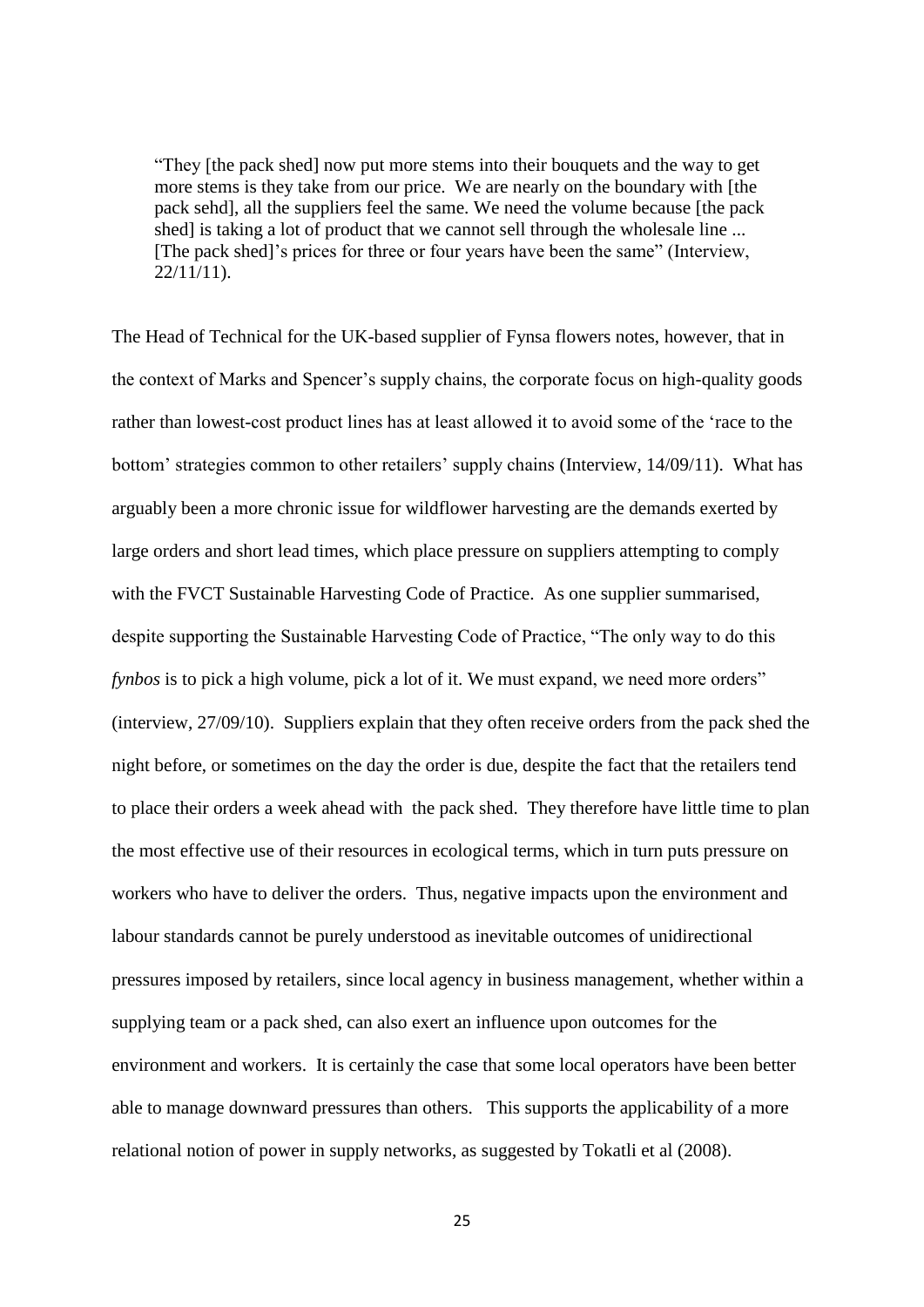> "They [the pack shed] now put more stems into their bouquets and the way to get more stems is they take from our price. We are nearly on the boundary with [the pack sehd], all the suppliers feel the same. We need the volume because [the pack shed] is taking a lot of product that we cannot sell through the wholesale line ... [The pack shed]'s prices for three or four years have been the same" (Interview, 22/11/11).

The Head of Technical for the UK-based supplier of Fynsa flowers notes, however, that in the context of Marks and Spencer's supply chains, the corporate focus on high-quality goods rather than lowest-cost product lines has at least allowed it to avoid some of the 'race to the bottom' strategies common to other retailers' supply chains (Interview, 14/09/11). What has arguably been a more chronic issue for wildflower harvesting are the demands exerted by large orders and short lead times, which place pressure on suppliers attempting to comply with the FVCT Sustainable Harvesting Code of Practice. As one supplier summarised, despite supporting the Sustainable Harvesting Code of Practice, "The only way to do this *fynbos* is to pick a high volume, pick a lot of it. We must expand, we need more orders" (interview, 27/09/10). Suppliers explain that they often receive orders from the pack shed the night before, or sometimes on the day the order is due, despite the fact that the retailers tend to place their orders a week ahead with the pack shed. They therefore have little time to plan the most effective use of their resources in ecological terms, which in turn puts pressure on workers who have to deliver the orders. Thus, negative impacts upon the environment and labour standards cannot be purely understood as inevitable outcomes of unidirectional pressures imposed by retailers, since local agency in business management, whether within a supplying team or a pack shed, can also exert an influence upon outcomes for the environment and workers. It is certainly the case that some local operators have been better able to manage downward pressures than others. This supports the applicability of a more relational notion of power in supply networks, as suggested by Tokatli et al (2008).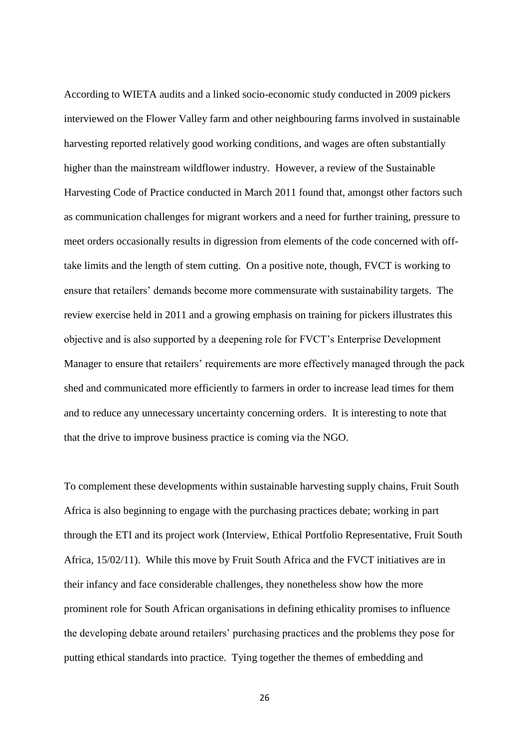According to WIETA audits and a linked socio-economic study conducted in 2009 pickers interviewed on the Flower Valley farm and other neighbouring farms involved in sustainable harvesting reported relatively good working conditions, and wages are often substantially higher than the mainstream wildflower industry. However, a review of the Sustainable Harvesting Code of Practice conducted in March 2011 found that, amongst other factors such as communication challenges for migrant workers and a need for further training, pressure to meet orders occasionally results in digression from elements of the code concerned with off-take limits and the length of stem cutting. On a positive note, though, FVCT is working to ensure that retailers' demands become more commensurate with sustainability targets. The review exercise held in 2011 and a growing emphasis on training for pickers illustrates this objective and is also supported by a deepening role for FVCT's Enterprise Development Manager to ensure that retailers' requirements are more effectively managed through the pack shed and communicated more efficiently to farmers in order to increase lead times for them and to reduce any unnecessary uncertainty concerning orders. It is interesting to note that that the drive to improve business practice is coming via the NGO.

To complement these developments within sustainable harvesting supply chains, Fruit South Africa is also beginning to engage with the purchasing practices debate; working in part through the ETI and its project work (Interview, Ethical Portfolio Representative, Fruit South Africa, 15/02/11). While this move by Fruit South Africa and the FVCT initiatives are in their infancy and face considerable challenges, they nonetheless show how the more prominent role for South African organisations in defining ethicality promises to influence the developing debate around retailers' purchasing practices and the problems they pose for putting ethical standards into practice. Tying together the themes of embedding and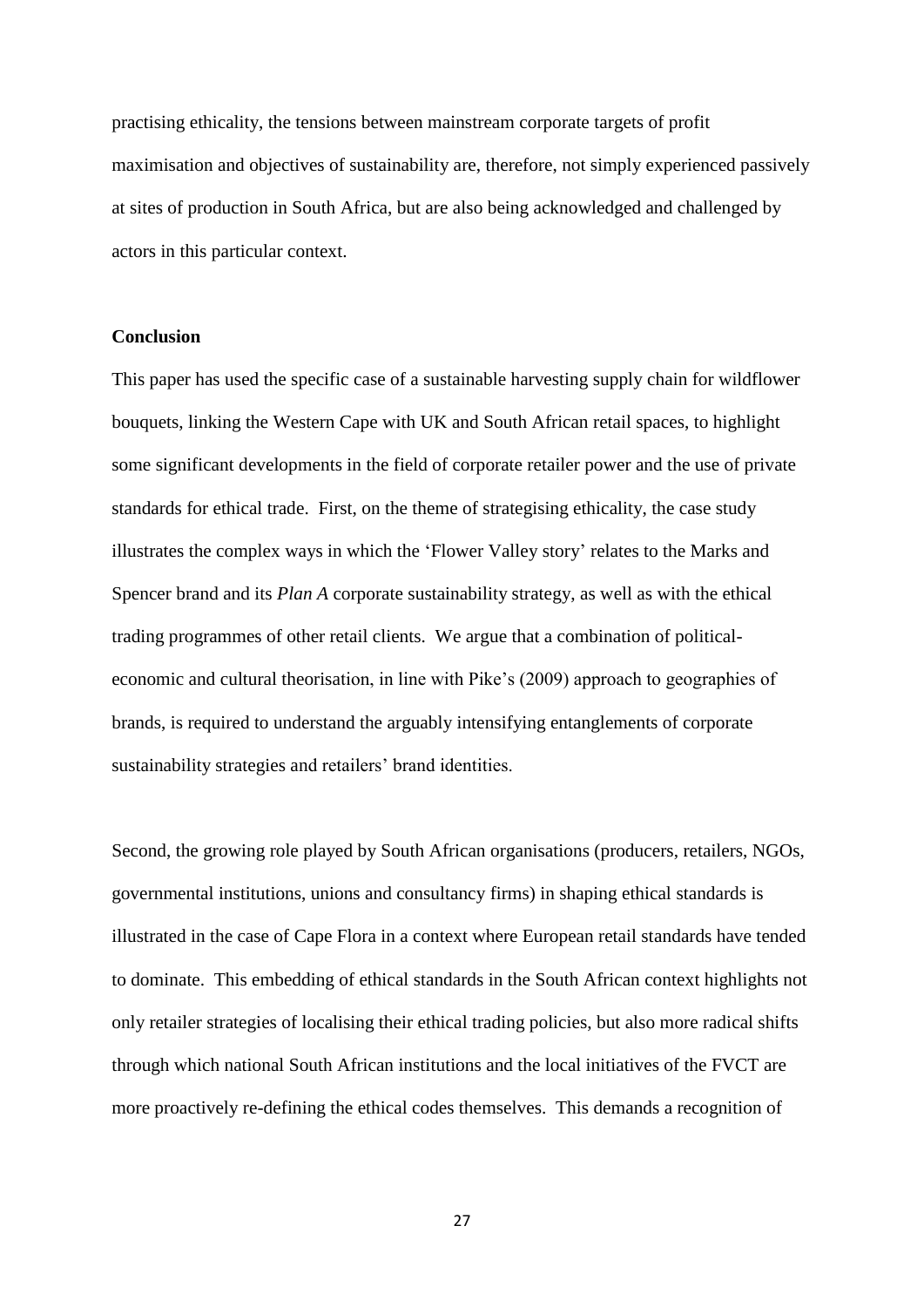practising ethicality, the tensions between mainstream corporate targets of profit maximisation and objectives of sustainability are, therefore, not simply experienced passively at sites of production in South Africa, but are also being acknowledged and challenged by actors in this particular context.

## Conclusion

This paper has used the specific case of a sustainable harvesting supply chain for wildflower bouquets, linking the Western Cape with UK and South African retail spaces, to highlight some significant developments in the field of corporate retailer power and the use of private standards for ethical trade. First, on the theme of strategising ethicality, the case study illustrates the complex ways in which the 'Flower Valley story' relates to the Marks and Spencer brand and its *Plan A* corporate sustainability strategy, as well as with the ethical trading programmes of other retail clients. We argue that a combination of political-economic and cultural theorisation, in line with Pike's (2009) approach to geographies of brands, is required to understand the arguably intensifying entanglements of corporate sustainability strategies and retailers' brand identities.

Second, the growing role played by South African organisations (producers, retailers, NGOs, governmental institutions, unions and consultancy firms) in shaping ethical standards is illustrated in the case of Cape Flora in a context where European retail standards have tended to dominate. This embedding of ethical standards in the South African context highlights not only retailer strategies of localising their ethical trading policies, but also more radical shifts through which national South African institutions and the local initiatives of the FVCT are more proactively re-defining the ethical codes themselves. This demands a recognition of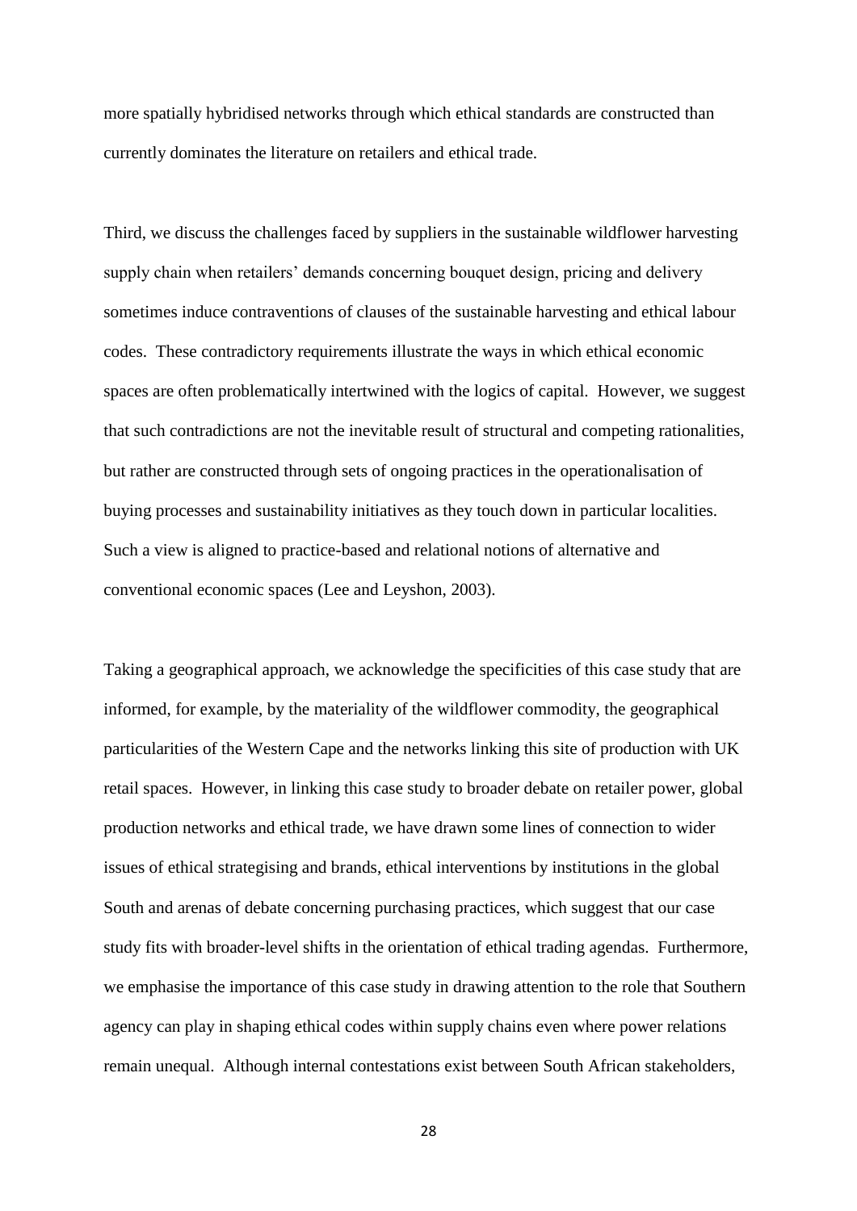more spatially hybridised networks through which ethical standards are constructed than currently dominates the literature on retailers and ethical trade.

Third, we discuss the challenges faced by suppliers in the sustainable wildflower harvesting supply chain when retailers' demands concerning bouquet design, pricing and delivery sometimes induce contraventions of clauses of the sustainable harvesting and ethical labour codes. These contradictory requirements illustrate the ways in which ethical economic spaces are often problematically intertwined with the logics of capital. However, we suggest that such contradictions are not the inevitable result of structural and competing rationalities, but rather are constructed through sets of ongoing practices in the operationalisation of buying processes and sustainability initiatives as they touch down in particular localities. Such a view is aligned to practice-based and relational notions of alternative and conventional economic spaces (Lee and Leyshon, 2003).

Taking a geographical approach, we acknowledge the specificities of this case study that are informed, for example, by the materiality of the wildflower commodity, the geographical particularities of the Western Cape and the networks linking this site of production with UK retail spaces. However, in linking this case study to broader debate on retailer power, global production networks and ethical trade, we have drawn some lines of connection to wider issues of ethical strategising and brands, ethical interventions by institutions in the global South and arenas of debate concerning purchasing practices, which suggest that our case study fits with broader-level shifts in the orientation of ethical trading agendas. Furthermore, we emphasise the importance of this case study in drawing attention to the role that Southern agency can play in shaping ethical codes within supply chains even where power relations remain unequal. Although internal contestations exist between South African stakeholders,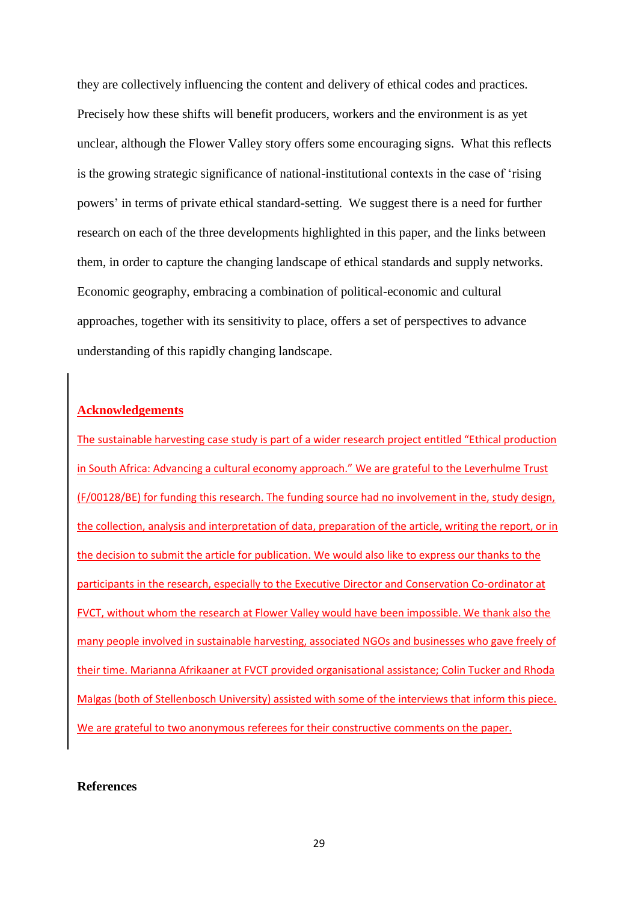they are collectively influencing the content and delivery of ethical codes and practices. Precisely how these shifts will benefit producers, workers and the environment is as yet unclear, although the Flower Valley story offers some encouraging signs. What this reflects is the growing strategic significance of national-institutional contexts in the case of 'rising powers' in terms of private ethical standard-setting. We suggest there is a need for further research on each of the three developments highlighted in this paper, and the links between them, in order to capture the changing landscape of ethical standards and supply networks. Economic geography, embracing a combination of political-economic and cultural approaches, together with its sensitivity to place, offers a set of perspectives to advance understanding of this rapidly changing landscape.

## Acknowledgements

The sustainable harvesting case study is part of a wider research project entitled "Ethical production in South Africa: Advancing a cultural economy approach." We are grateful to the Leverhulme Trust (F/00128/BE) for funding this research. The funding source had no involvement in the, study design, the collection, analysis and interpretation of data, preparation of the article, writing the report, or in the decision to submit the article for publication. We would also like to express our thanks to the participants in the research, especially to the Executive Director and Conservation Co-ordinator at FVCT, without whom the research at Flower Valley would have been impossible. We thank also the many people involved in sustainable harvesting, associated NGOs and businesses who gave freely of their time. Marianna Afrikaaner at FVCT provided organisational assistance; Colin Tucker and Rhoda Malgas (both of Stellenbosch University) assisted with some of the interviews that inform this piece. We are grateful to two anonymous referees for their constructive comments on the paper.

## References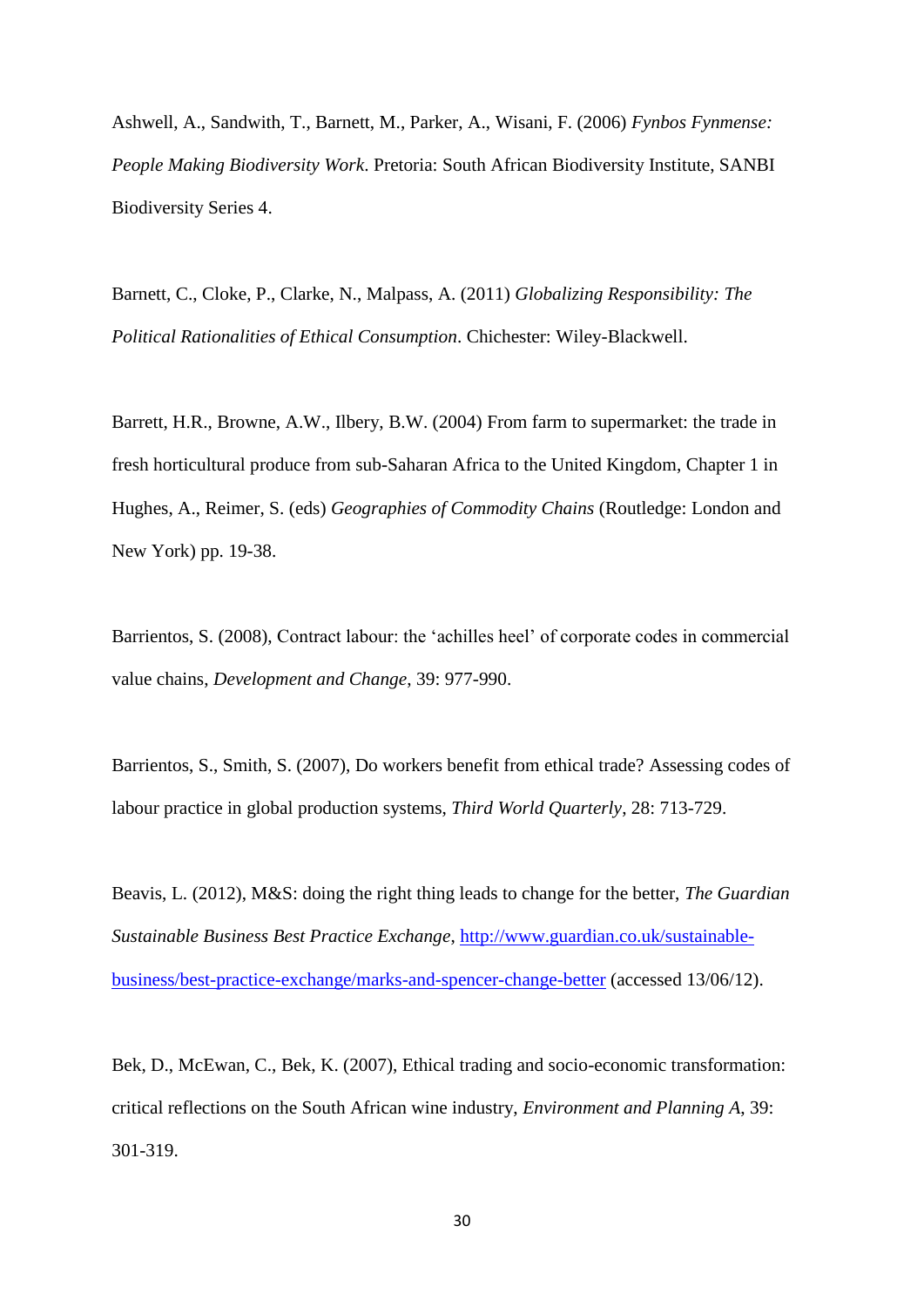Ashwell, A., Sandwith, T., Barnett, M., Parker, A., Wisani, F. (2006) *Fynbos Fynmense: People Making Biodiversity Work*. Pretoria: South African Biodiversity Institute, SANBI Biodiversity Series 4.

Barnett, C., Cloke, P., Clarke, N., Malpass, A. (2011) *Globalizing Responsibility: The Political Rationalities of Ethical Consumption*. Chichester: Wiley-Blackwell.

Barrett, H.R., Browne, A.W., Ilbery, B.W. (2004) From farm to supermarket: the trade in fresh horticultural produce from sub-Saharan Africa to the United Kingdom, Chapter 1 in Hughes, A., Reimer, S. (eds) *Geographies of Commodity Chains* (Routledge: London and New York) pp. 19-38.

Barrientos, S. (2008), Contract labour: the 'achilles heel' of corporate codes in commercial value chains, *Development and Change*, 39: 977-990.

Barrientos, S., Smith, S. (2007), Do workers benefit from ethical trade? Assessing codes of labour practice in global production systems, *Third World Quarterly*, 28: 713-729.

Beavis, L. (2012), M&S: doing the right thing leads to change for the better, *The Guardian Sustainable Business Best Practice Exchange*, [http://www.guardian.co.uk/sustainable-business/best-practice-exchange/marks-and-spencer-change-better](http://www.guardian.co.uk/sustainable-business/best-practice-exchange/marks-and-spencer-change-better) (accessed 13/06/12).

Bek, D., McEwan, C., Bek, K. (2007), Ethical trading and socio-economic transformation: critical reflections on the South African wine industry, *Environment and Planning A*, 39: 301-319.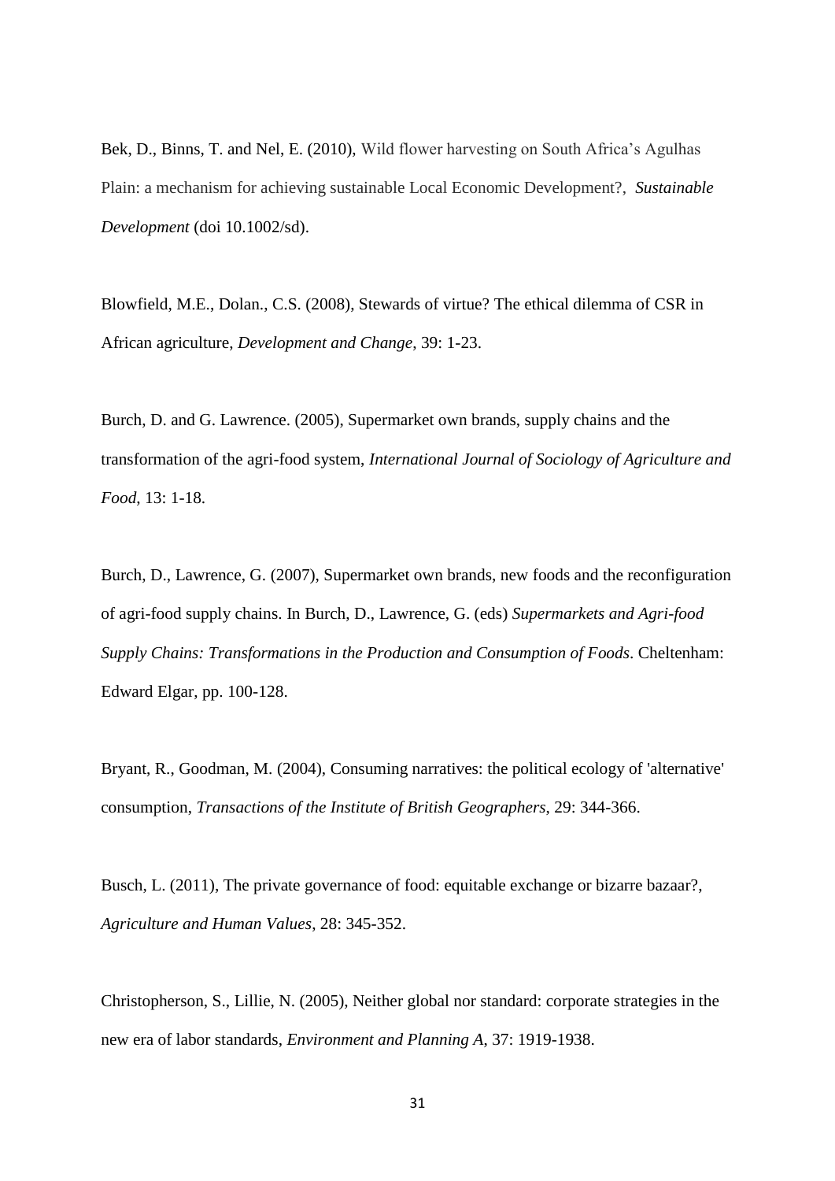Bek, D., Binns, T. and Nel, E. (2010), Wild flower harvesting on South Africa's Agulhas Plain: a mechanism for achieving sustainable Local Economic Development?, *Sustainable Development* (doi 10.1002/sd).

Blowfield, M.E., Dolan., C.S. (2008), Stewards of virtue? The ethical dilemma of CSR in African agriculture, *Development and Change*, 39: 1-23.

Burch, D. and G. Lawrence. (2005), Supermarket own brands, supply chains and the transformation of the agri-food system, *International Journal of Sociology of Agriculture and Food,* 13: 1-18.

Burch, D., Lawrence, G. (2007), Supermarket own brands, new foods and the reconfiguration of agri-food supply chains. In Burch, D., Lawrence, G. (eds) *Supermarkets and Agri-food Supply Chains: Transformations in the Production and Consumption of Foods*. Cheltenham: Edward Elgar, pp. 100-128.

Bryant, R., Goodman, M. (2004), Consuming narratives: the political ecology of 'alternative' consumption, *Transactions of the Institute of British Geographers*, 29: 344-366.

Busch, L. (2011), The private governance of food: equitable exchange or bizarre bazaar?, *Agriculture and Human Values*, 28: 345-352.

Christopherson, S., Lillie, N. (2005), Neither global nor standard: corporate strategies in the new era of labor standards, *Environment and Planning A*, 37: 1919-1938.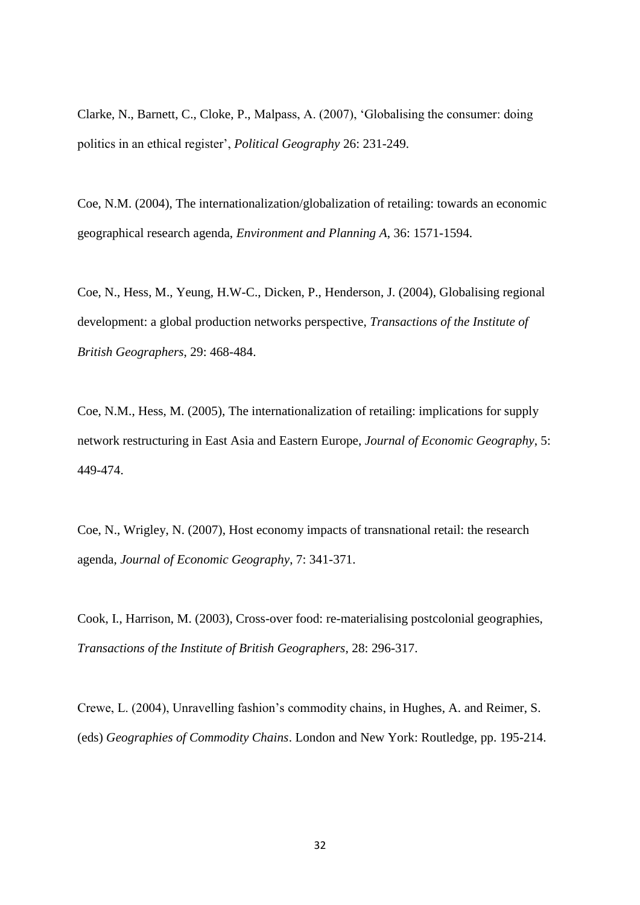Clarke, N., Barnett, C., Cloke, P., Malpass, A. (2007), 'Globalising the consumer: doing politics in an ethical register', *Political Geography* 26: 231-249.

Coe, N.M. (2004), The internationalization/globalization of retailing: towards an economic geographical research agenda, *Environment and Planning A*, 36: 1571-1594.

Coe, N., Hess, M., Yeung, H.W-C., Dicken, P., Henderson, J. (2004), Globalising regional development: a global production networks perspective, *Transactions of the Institute of British Geographers*, 29: 468-484.

Coe, N.M., Hess, M. (2005), The internationalization of retailing: implications for supply network restructuring in East Asia and Eastern Europe, *Journal of Economic Geography*, 5: 449-474.

Coe, N., Wrigley, N. (2007), Host economy impacts of transnational retail: the research agenda, *Journal of Economic Geography*, 7: 341-371.

Cook, I., Harrison, M. (2003), Cross-over food: re-materialising postcolonial geographies, *Transactions of the Institute of British Geographers*, 28: 296-317.

Crewe, L. (2004), Unravelling fashion's commodity chains, in Hughes, A. and Reimer, S. (eds) *Geographies of Commodity Chains*. London and New York: Routledge, pp. 195-214.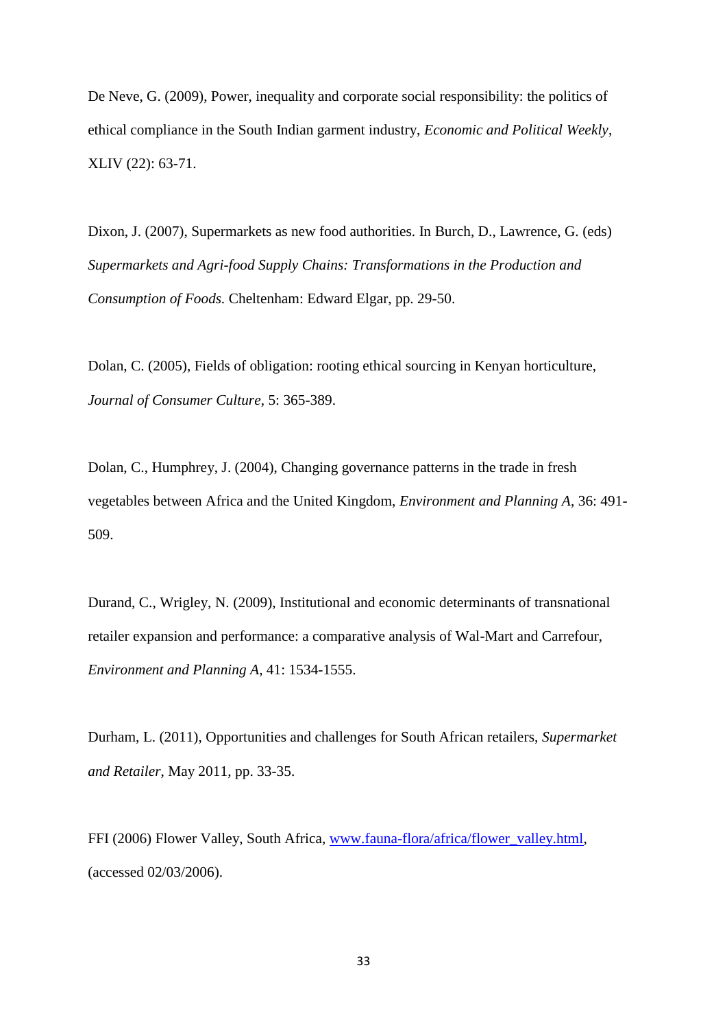De Neve, G. (2009), Power, inequality and corporate social responsibility: the politics of ethical compliance in the South Indian garment industry, *Economic and Political Weekly*, XLIV (22): 63-71.

Dixon, J. (2007), Supermarkets as new food authorities. In Burch, D., Lawrence, G. (eds) *Supermarkets and Agri-food Supply Chains: Transformations in the Production and Consumption of Foods.* Cheltenham: Edward Elgar, pp. 29-50.

Dolan, C. (2005), Fields of obligation: rooting ethical sourcing in Kenyan horticulture, *Journal of Consumer Culture*, 5: 365-389.

Dolan, C., Humphrey, J. (2004), Changing governance patterns in the trade in fresh vegetables between Africa and the United Kingdom, *Environment and Planning A*, 36: 491-509.

Durand, C., Wrigley, N. (2009), Institutional and economic determinants of transnational retailer expansion and performance: a comparative analysis of Wal-Mart and Carrefour, *Environment and Planning A*, 41: 1534-1555.

Durham, L. (2011), Opportunities and challenges for South African retailers, *Supermarket and Retailer*, May 2011, pp. 33-35.

FFI (2006) Flower Valley, South Africa, [www.fauna-flora/africa/flower_valley.html](www.fauna-flora/africa/flower_valley.html), (accessed 02/03/2006).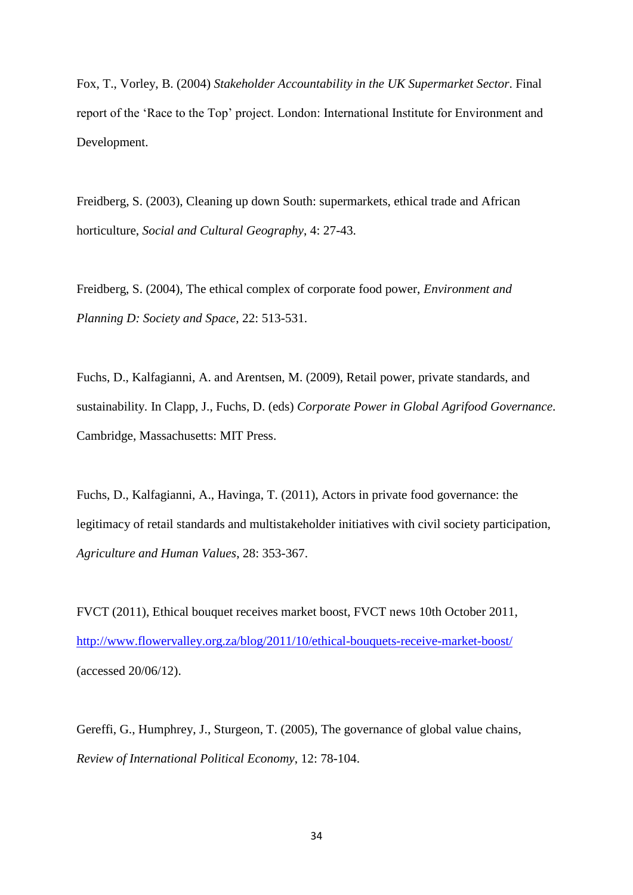Fox, T., Vorley, B. (2004) *Stakeholder Accountability in the UK Supermarket Sector*. Final report of the 'Race to the Top' project. London: International Institute for Environment and Development.

Freidberg, S. (2003), Cleaning up down South: supermarkets, ethical trade and African horticulture, *Social and Cultural Geography*, 4: 27-43.

Freidberg, S. (2004), The ethical complex of corporate food power, *Environment and Planning D: Society and Space*, 22: 513-531.

Fuchs, D., Kalfagianni, A. and Arentsen, M. (2009), Retail power, private standards, and sustainability. In Clapp, J., Fuchs, D. (eds) *Corporate Power in Global Agrifood Governance*. Cambridge, Massachusetts: MIT Press.

Fuchs, D., Kalfagianni, A., Havinga, T. (2011), Actors in private food governance: the legitimacy of retail standards and multistakeholder initiatives with civil society participation, *Agriculture and Human Values*, 28: 353-367.

FVCT (2011), Ethical bouquet receives market boost, FVCT news 10th October 2011, http://www.flowervalley.org.za/blog/2011/10/ethical-bouquets-receive-market-boost/ (accessed 20/06/12).

Gereffi, G., Humphrey, J., Sturgeon, T. (2005), The governance of global value chains, *Review of International Political Economy*, 12: 78-104.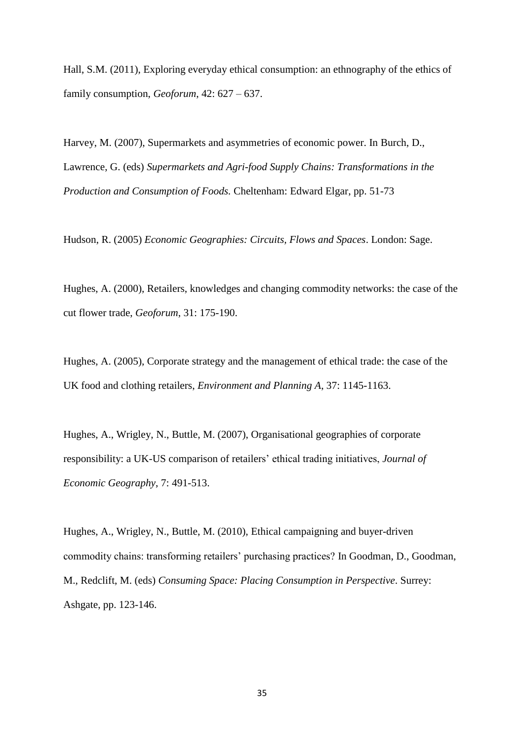Hall, S.M. (2011), Exploring everyday ethical consumption: an ethnography of the ethics of family consumption, *Geoforum*, 42: 627 – 637.

Harvey, M. (2007), Supermarkets and asymmetries of economic power. In Burch, D., Lawrence, G. (eds) *Supermarkets and Agri-food Supply Chains: Transformations in the Production and Consumption of Foods.* Cheltenham: Edward Elgar, pp. 51-73

Hudson, R. (2005) *Economic Geographies: Circuits, Flows and Spaces*. London: Sage.

Hughes, A. (2000), Retailers, knowledges and changing commodity networks: the case of the cut flower trade, *Geoforum*, 31: 175-190.

Hughes, A. (2005), Corporate strategy and the management of ethical trade: the case of the UK food and clothing retailers, *Environment and Planning A*, 37: 1145-1163.

Hughes, A., Wrigley, N., Buttle, M. (2007), Organisational geographies of corporate responsibility: a UK-US comparison of retailers' ethical trading initiatives, *Journal of Economic Geography*, 7: 491-513.

Hughes, A., Wrigley, N., Buttle, M. (2010), Ethical campaigning and buyer-driven commodity chains: transforming retailers' purchasing practices? In Goodman, D., Goodman, M., Redclift, M. (eds) *Consuming Space: Placing Consumption in Perspective*. Surrey: Ashgate, pp. 123-146.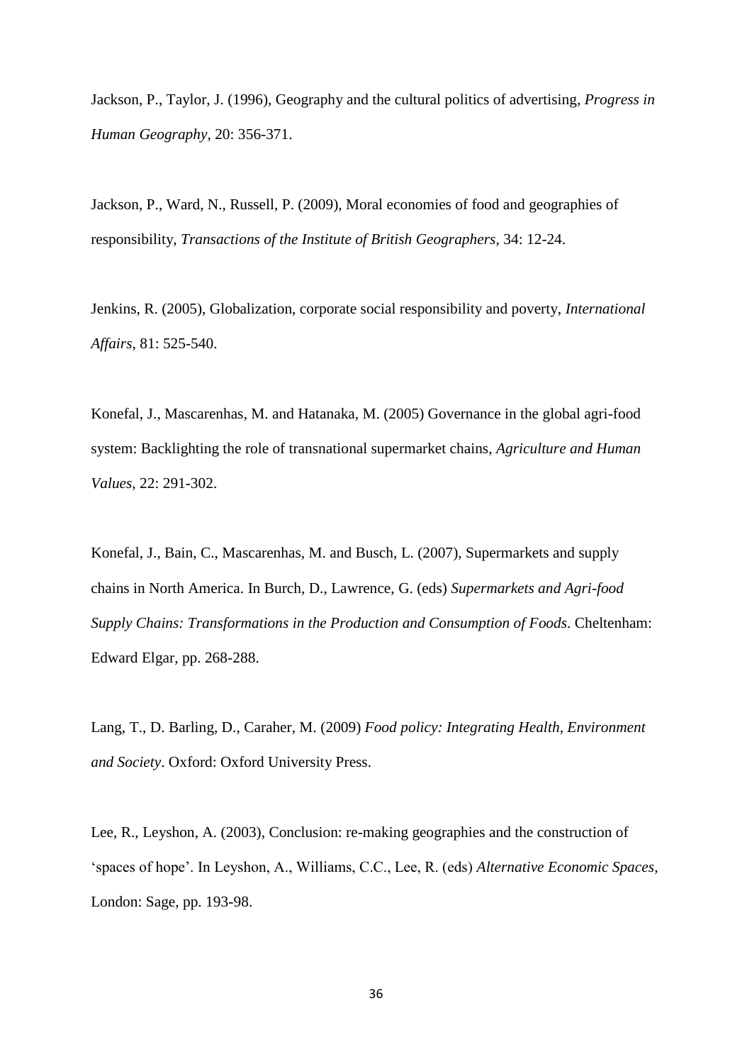Jackson, P., Taylor, J. (1996), Geography and the cultural politics of advertising, *Progress in Human Geography*, 20: 356-371.

Jackson, P., Ward, N., Russell, P. (2009), Moral economies of food and geographies of responsibility, *Transactions of the Institute of British Geographers*, 34: 12-24.

Jenkins, R. (2005), Globalization, corporate social responsibility and poverty, *International Affairs*, 81: 525-540.

Konefal, J., Mascarenhas, M. and Hatanaka, M. (2005) Governance in the global agri-food system: Backlighting the role of transnational supermarket chains, *Agriculture and Human Values*, 22: 291-302.

Konefal, J., Bain, C., Mascarenhas, M. and Busch, L. (2007), Supermarkets and supply chains in North America. In Burch, D., Lawrence, G. (eds) *Supermarkets and Agri-food Supply Chains: Transformations in the Production and Consumption of Foods*. Cheltenham: Edward Elgar, pp. 268-288.

Lang, T., D. Barling, D., Caraher, M. (2009) *Food policy: Integrating Health, Environment and Society*. Oxford: Oxford University Press.

Lee, R., Leyshon, A. (2003), Conclusion: re-making geographies and the construction of 'spaces of hope'. In Leyshon, A., Williams, C.C., Lee, R. (eds) *Alternative Economic Spaces*, London: Sage, pp. 193-98.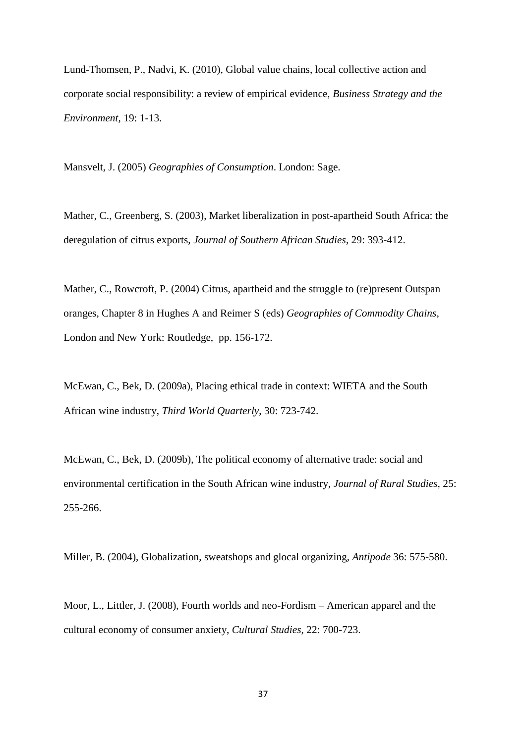Lund-Thomsen, P., Nadvi, K. (2010), Global value chains, local collective action and corporate social responsibility: a review of empirical evidence, *Business Strategy and the Environment*, 19: 1-13.

Mansvelt, J. (2005) *Geographies of Consumption*. London: Sage.

Mather, C., Greenberg, S. (2003), Market liberalization in post-apartheid South Africa: the deregulation of citrus exports, *Journal of Southern African Studies*, 29: 393-412.

Mather, C., Rowcroft, P. (2004) Citrus, apartheid and the struggle to (re)present Outspan oranges, Chapter 8 in Hughes A and Reimer S (eds) *Geographies of Commodity Chains*, London and New York: Routledge, pp. 156-172.

McEwan, C., Bek, D. (2009a), Placing ethical trade in context: WIETA and the South African wine industry, *Third World Quarterly*, 30: 723-742.

McEwan, C., Bek, D. (2009b), The political economy of alternative trade: social and environmental certification in the South African wine industry, *Journal of Rural Studies*, 25: 255-266.

Miller, B. (2004), Globalization, sweatshops and glocal organizing, *Antipode* 36: 575-580.

Moor, L., Littler, J. (2008), Fourth worlds and neo-Fordism – American apparel and the cultural economy of consumer anxiety, *Cultural Studies*, 22: 700-723.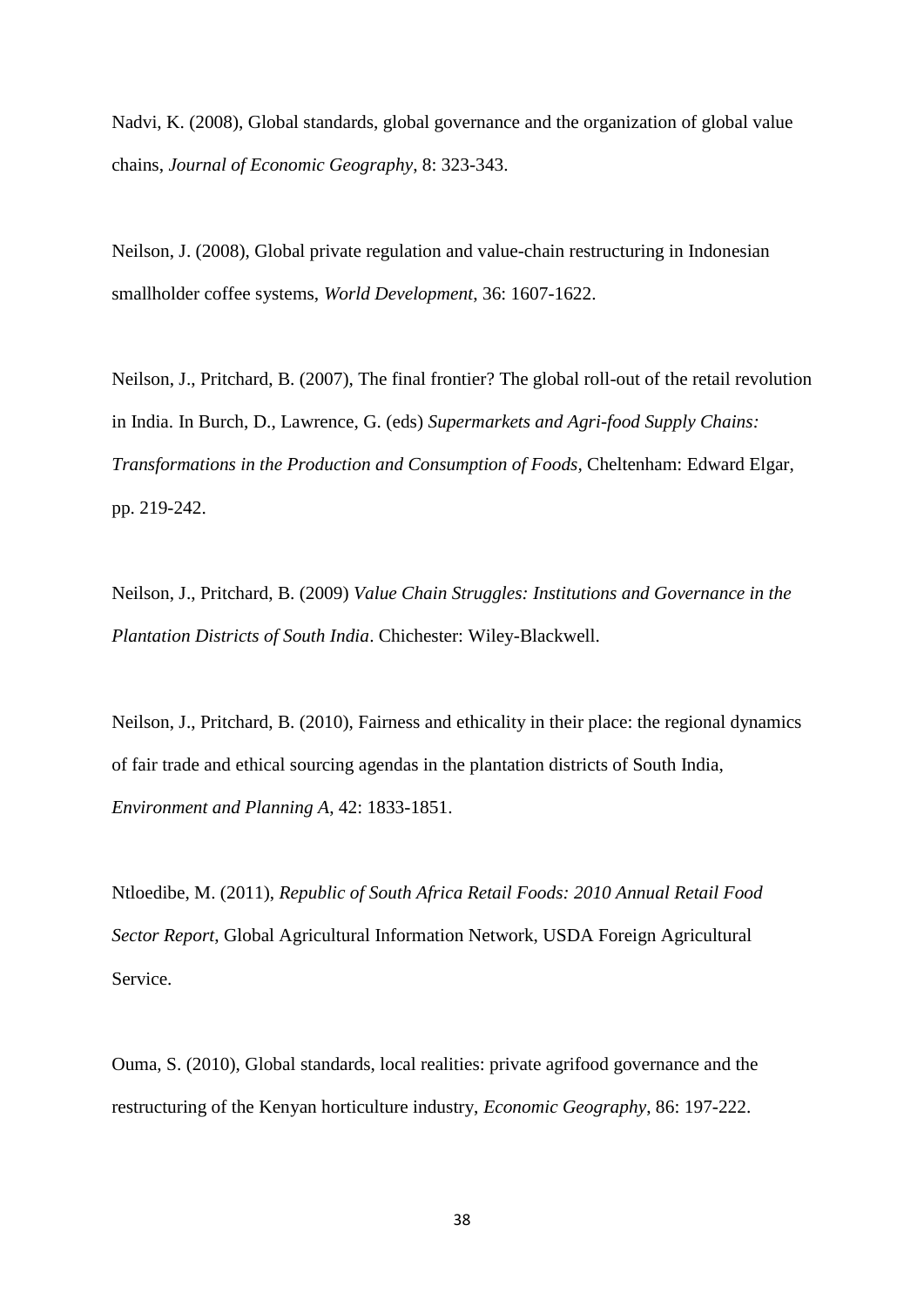Nadvi, K. (2008), Global standards, global governance and the organization of global value chains, *Journal of Economic Geography*, 8: 323-343.

Neilson, J. (2008), Global private regulation and value-chain restructuring in Indonesian smallholder coffee systems, *World Development*, 36: 1607-1622.

Neilson, J., Pritchard, B. (2007), The final frontier? The global roll-out of the retail revolution in India. In Burch, D., Lawrence, G. (eds) *Supermarkets and Agri-food Supply Chains: Transformations in the Production and Consumption of Foods*, Cheltenham: Edward Elgar, pp. 219-242.

Neilson, J., Pritchard, B. (2009) *Value Chain Struggles: Institutions and Governance in the Plantation Districts of South India*. Chichester: Wiley-Blackwell.

Neilson, J., Pritchard, B. (2010), Fairness and ethicality in their place: the regional dynamics of fair trade and ethical sourcing agendas in the plantation districts of South India, *Environment and Planning A*, 42: 1833-1851.

Ntloedibe, M. (2011), *Republic of South Africa Retail Foods: 2010 Annual Retail Food Sector Report*, Global Agricultural Information Network, USDA Foreign Agricultural Service.

Ouma, S. (2010), Global standards, local realities: private agrifood governance and the restructuring of the Kenyan horticulture industry, *Economic Geography*, 86: 197-222.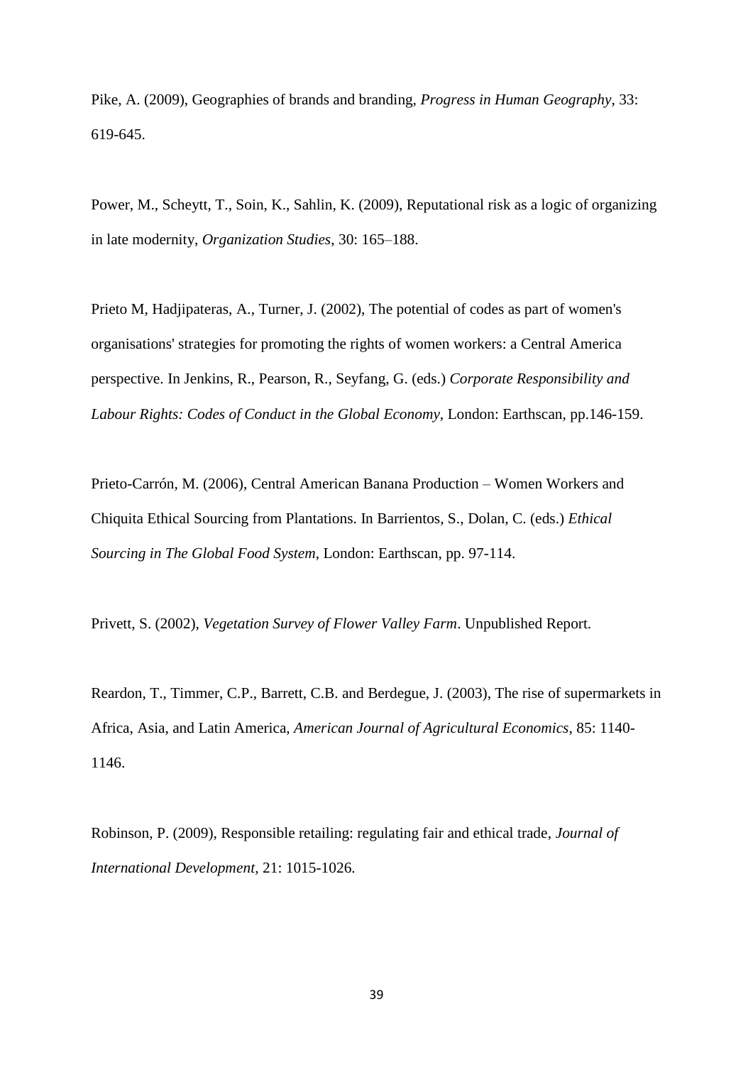Pike, A. (2009), Geographies of brands and branding, *Progress in Human Geography*, 33: 619-645.

Power, M., Scheytt, T., Soin, K., Sahlin, K. (2009), Reputational risk as a logic of organizing in late modernity, *Organization Studies*, 30: 165–188.

Prieto M, Hadjipateras, A., Turner, J. (2002), The potential of codes as part of women's organisations' strategies for promoting the rights of women workers: a Central America perspective. In Jenkins, R., Pearson, R., Seyfang, G. (eds.) *Corporate Responsibility and Labour Rights: Codes of Conduct in the Global Economy*, London: Earthscan, pp.146-159.

Prieto-Carrón, M. (2006), Central American Banana Production – Women Workers and Chiquita Ethical Sourcing from Plantations. In Barrientos, S., Dolan, C. (eds.) *Ethical Sourcing in The Global Food System*, London: Earthscan, pp. 97-114.

Privett, S. (2002), *Vegetation Survey of Flower Valley Farm*. Unpublished Report.

Reardon, T., Timmer, C.P., Barrett, C.B. and Berdegue, J. (2003), The rise of supermarkets in Africa, Asia, and Latin America, *American Journal of Agricultural Economics*, 85: 1140-1146.

Robinson, P. (2009), Responsible retailing: regulating fair and ethical trade, *Journal of International Development*, 21: 1015-1026.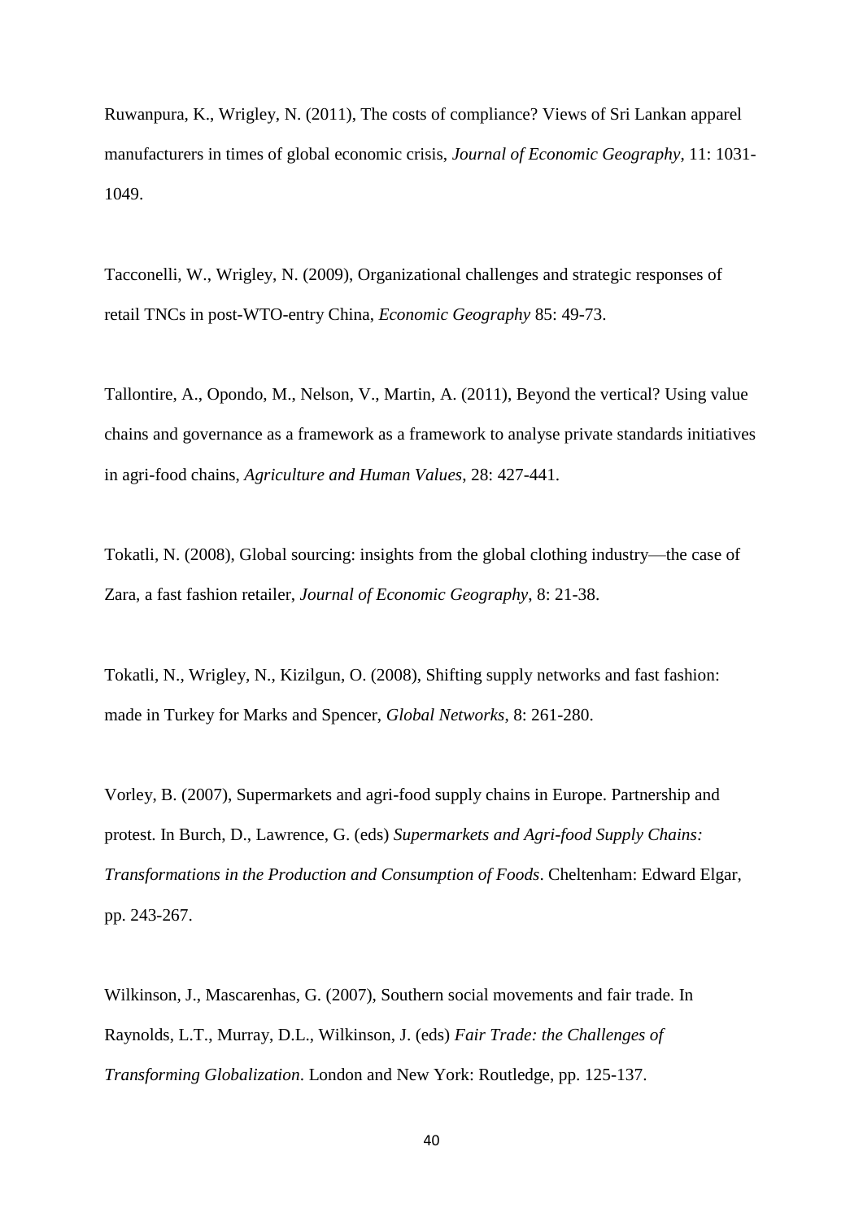Ruwanpura, K., Wrigley, N. (2011), The costs of compliance? Views of Sri Lankan apparel manufacturers in times of global economic crisis, *Journal of Economic Geography*, 11: 1031-1049.

Tacconelli, W., Wrigley, N. (2009), Organizational challenges and strategic responses of retail TNCs in post-WTO-entry China, *Economic Geography* 85: 49-73.

Tallontire, A., Opondo, M., Nelson, V., Martin, A. (2011), Beyond the vertical? Using value chains and governance as a framework as a framework to analyse private standards initiatives in agri-food chains, *Agriculture and Human Values*, 28: 427-441.

Tokatli, N. (2008), Global sourcing: insights from the global clothing industry—the case of Zara, a fast fashion retailer, *Journal of Economic Geography*, 8: 21-38.

Tokatli, N., Wrigley, N., Kizilgun, O. (2008), Shifting supply networks and fast fashion: made in Turkey for Marks and Spencer, *Global Networks*, 8: 261-280.

Vorley, B. (2007), Supermarkets and agri-food supply chains in Europe. Partnership and protest. In Burch, D., Lawrence, G. (eds) *Supermarkets and Agri-food Supply Chains: Transformations in the Production and Consumption of Foods*. Cheltenham: Edward Elgar, pp. 243-267.

Wilkinson, J., Mascarenhas, G. (2007), Southern social movements and fair trade. In Raynolds, L.T., Murray, D.L., Wilkinson, J. (eds) *Fair Trade: the Challenges of Transforming Globalization*. London and New York: Routledge, pp. 125-137.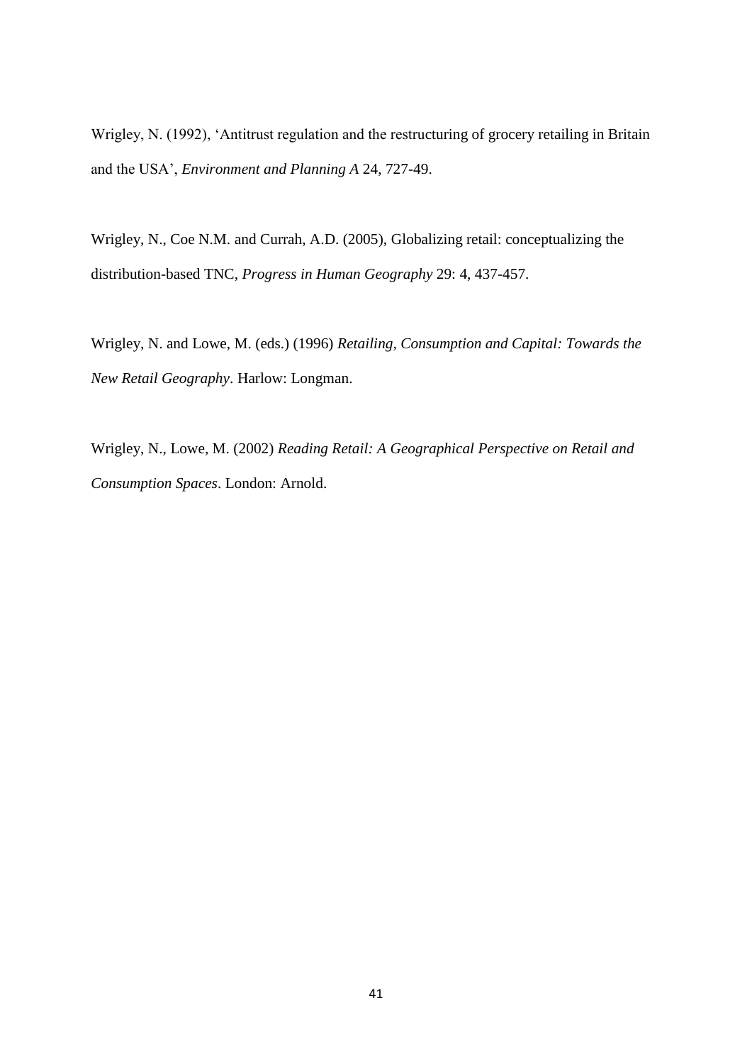Wrigley, N. (1992), 'Antitrust regulation and the restructuring of grocery retailing in Britain and the USA', *Environment and Planning A* 24, 727-49.

Wrigley, N., Coe N.M. and Currah, A.D. (2005), Globalizing retail: conceptualizing the distribution-based TNC, *Progress in Human Geography* 29: 4, 437-457.

Wrigley, N. and Lowe, M. (eds.) (1996) *Retailing, Consumption and Capital: Towards the New Retail Geography*. Harlow: Longman.

Wrigley, N., Lowe, M. (2002) *Reading Retail: A Geographical Perspective on Retail and Consumption Spaces*. London: Arnold.